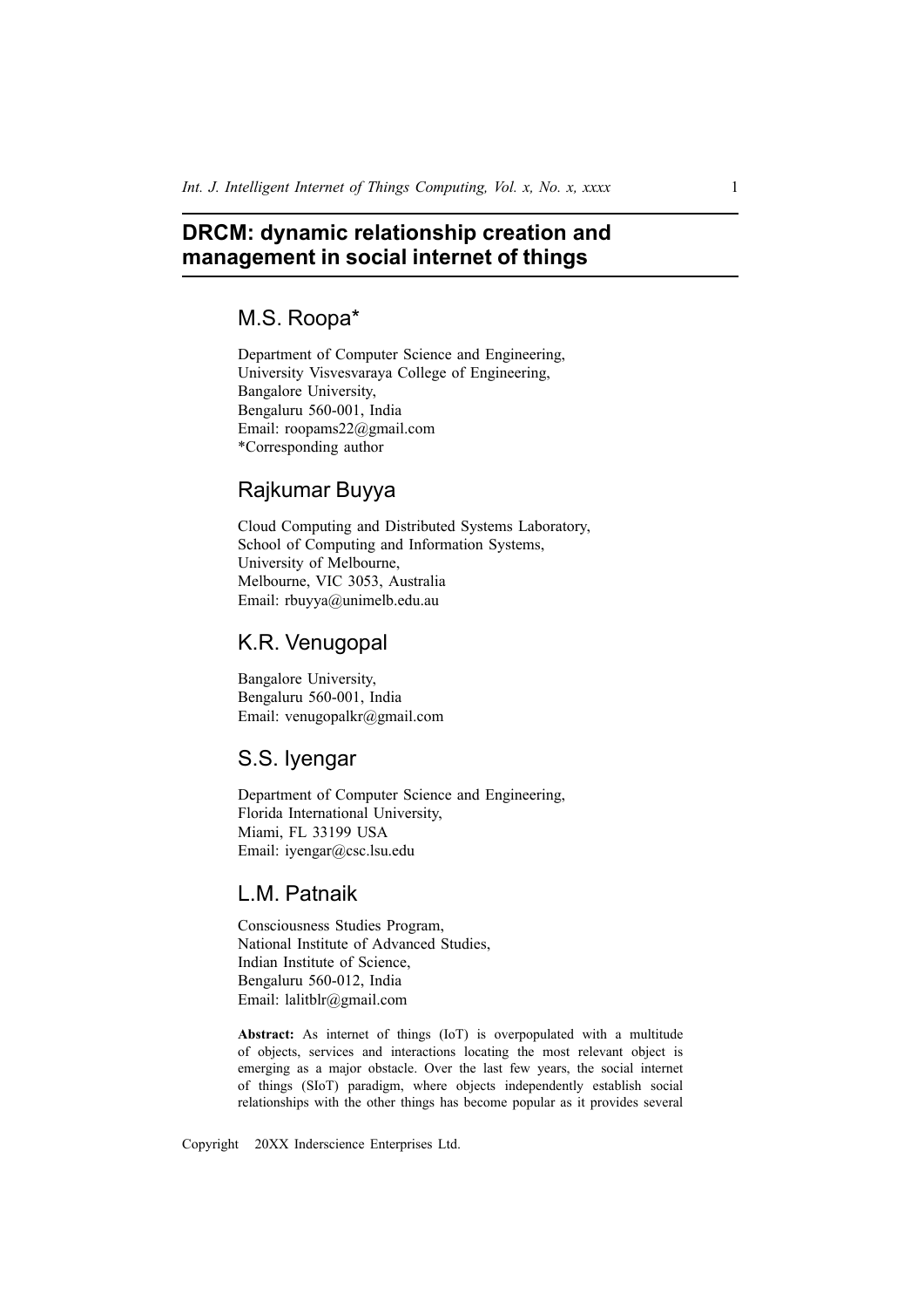# DRCM: dynamic relationship creation and management in social internet of things

## M.S. Roopa*

Department of Computer Science and Engineering,
University Visvesvaraya College of Engineering,
Bangalore University,
Bengaluru 560-001, India
Email: roopams22@gmail.com
*Corresponding author

## Rajkumar Buyya

Cloud Computing and Distributed Systems Laboratory,
School of Computing and Information Systems,
University of Melbourne,
Melbourne, VIC 3053, Australia
Email: rbuyya@unimelb.edu.au

## K.R. Venugopal

Bangalore University,
Bengaluru 560-001, India
Email: venugopalkr@gmail.com

## S.S. Iyengar

Department of Computer Science and Engineering,
Florida International University,
Miami, FL 33199 USA
Email: iyengar@csc.lsu.edu

## L.M. Patnaik

Consciousness Studies Program,
National Institute of Advanced Studies,
Indian Institute of Science,
Bengaluru 560-012, India
Email: lalitblr@gmail.com

**Abstract:** As internet of things (IoT) is overpopulated with a multitude of objects, services and interactions locating the most relevant object is emerging as a major obstacle. Over the last few years, the social internet of things (SIoT) paradigm, where objects independently establish social relationships with the other things has become popular as it provides several

Copyright 20XX Inderscience Enterprises Ltd.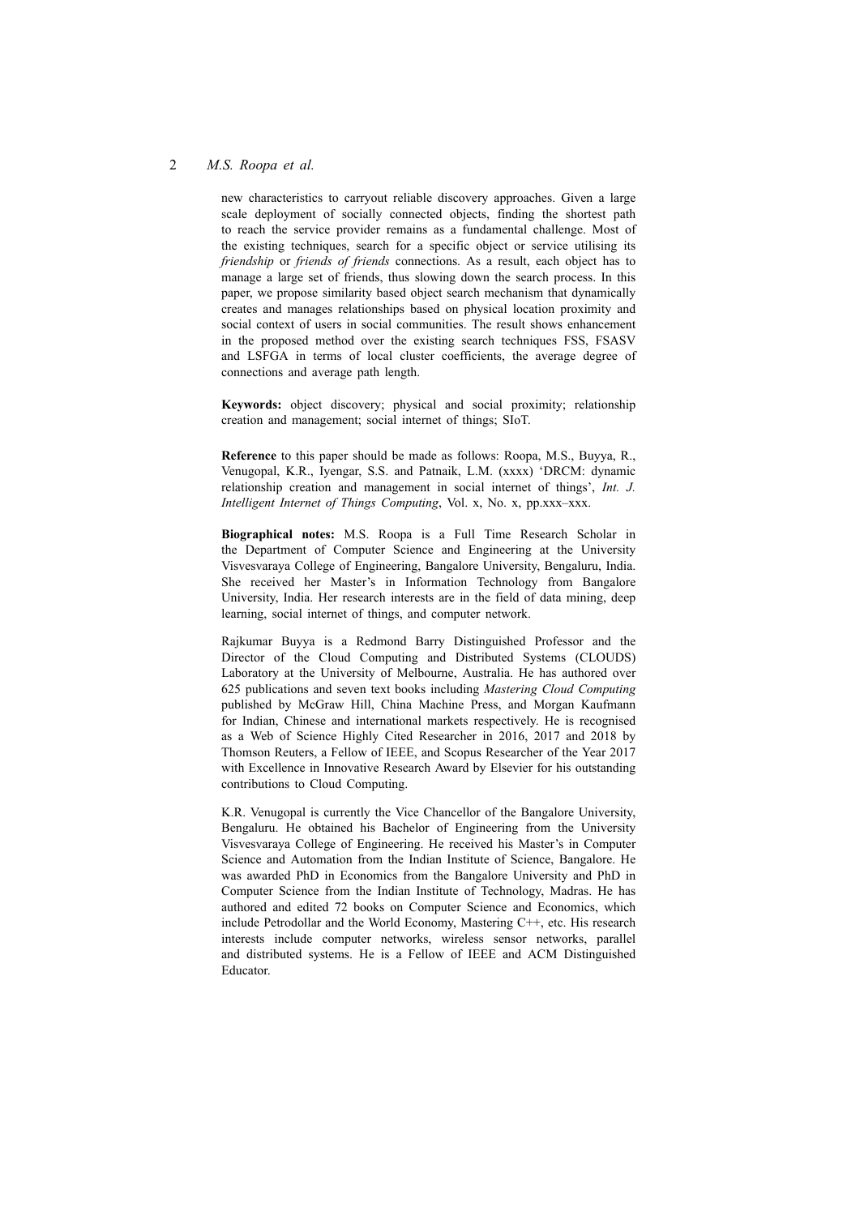new characteristics to carryout reliable discovery approaches. Given a large scale deployment of socially connected objects, finding the shortest path to reach the service provider remains as a fundamental challenge. Most of the existing techniques, search for a specific object or service utilising its *friendship* or *friends of friends* connections. As a result, each object has to manage a large set of friends, thus slowing down the search process. In this paper, we propose similarity based object search mechanism that dynamically creates and manages relationships based on physical location proximity and social context of users in social communities. The result shows enhancement in the proposed method over the existing search techniques FSS, FSASV and LSFGA in terms of local cluster coefficients, the average degree of connections and average path length.

**Keywords:** object discovery; physical and social proximity; relationship creation and management; social internet of things; SIoT.

**Reference** to this paper should be made as follows: Roopa, M.S., Buyya, R., Venugopal, K.R., Iyengar, S.S. and Patnaik, L.M. (xxxx) 'DRCM: dynamic relationship creation and management in social internet of things', *Int. J. Intelligent Internet of Things Computing*, Vol. x, No. x, pp.xxx–xxx.

**Biographical notes:** M.S. Roopa is a Full Time Research Scholar in the Department of Computer Science and Engineering at the University Visvesvaraya College of Engineering, Bangalore University, Bengaluru, India. She received her Master's in Information Technology from Bangalore University, India. Her research interests are in the field of data mining, deep learning, social internet of things, and computer network.

Rajkumar Buyya is a Redmond Barry Distinguished Professor and the Director of the Cloud Computing and Distributed Systems (CLOUDS) Laboratory at the University of Melbourne, Australia. He has authored over 625 publications and seven text books including *Mastering Cloud Computing* published by McGraw Hill, China Machine Press, and Morgan Kaufmann for Indian, Chinese and international markets respectively. He is recognised as a Web of Science Highly Cited Researcher in 2016, 2017 and 2018 by Thomson Reuters, a Fellow of IEEE, and Scopus Researcher of the Year 2017 with Excellence in Innovative Research Award by Elsevier for his outstanding contributions to Cloud Computing.

K.R. Venugopal is currently the Vice Chancellor of the Bangalore University, Bengaluru. He obtained his Bachelor of Engineering from the University Visvesvaraya College of Engineering. He received his Master's in Computer Science and Automation from the Indian Institute of Science, Bangalore. He was awarded PhD in Economics from the Bangalore University and PhD in Computer Science from the Indian Institute of Technology, Madras. He has authored and edited 72 books on Computer Science and Economics, which include Petrodollar and the World Economy, Mastering C++, etc. His research interests include computer networks, wireless sensor networks, parallel and distributed systems. He is a Fellow of IEEE and ACM Distinguished Educator.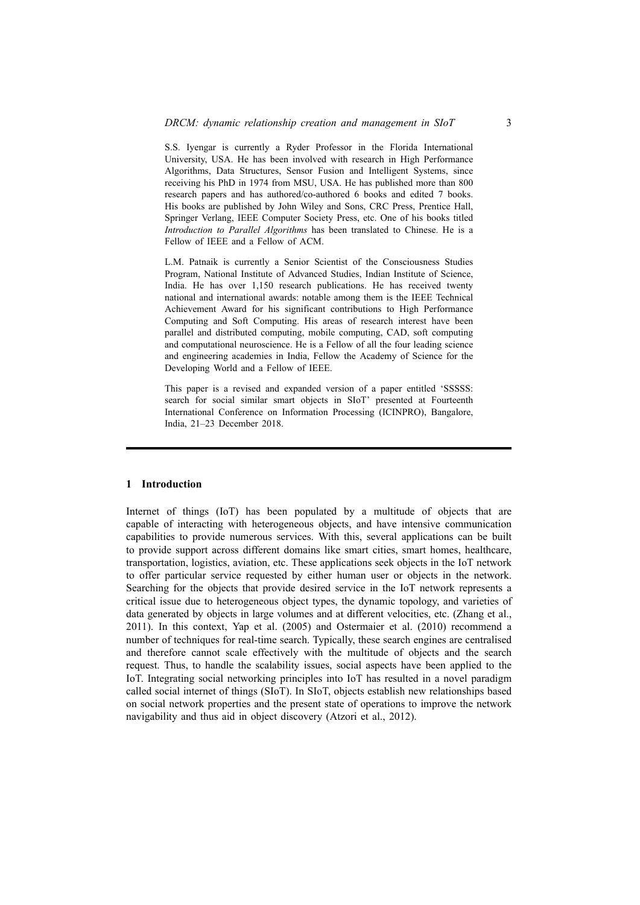S.S. Iyengar is currently a Ryder Professor in the Florida International University, USA. He has been involved with research in High Performance Algorithms, Data Structures, Sensor Fusion and Intelligent Systems, since receiving his PhD in 1974 from MSU, USA. He has published more than 800 research papers and has authored/co-authored 6 books and edited 7 books. His books are published by John Wiley and Sons, CRC Press, Prentice Hall, Springer Verlang, IEEE Computer Society Press, etc. One of his books titled *Introduction to Parallel Algorithms* has been translated to Chinese. He is a Fellow of IEEE and a Fellow of ACM.

L.M. Patnaik is currently a Senior Scientist of the Consciousness Studies Program, National Institute of Advanced Studies, Indian Institute of Science, India. He has over 1,150 research publications. He has received twenty national and international awards: notable among them is the IEEE Technical Achievement Award for his significant contributions to High Performance Computing and Soft Computing. His areas of research interest have been parallel and distributed computing, mobile computing, CAD, soft computing and computational neuroscience. He is a Fellow of all the four leading science and engineering academies in India, Fellow the Academy of Science for the Developing World and a Fellow of IEEE.

This paper is a revised and expanded version of a paper entitled 'SSSSS: search for social similar smart objects in SIoT' presented at Fourteenth International Conference on Information Processing (ICINPRO), Bangalore, India, 21–23 December 2018.

---

## 1 Introduction

Internet of things (IoT) has been populated by a multitude of objects that are capable of interacting with heterogeneous objects, and have intensive communication capabilities to provide numerous services. With this, several applications can be built to provide support across different domains like smart cities, smart homes, healthcare, transportation, logistics, aviation, etc. These applications seek objects in the IoT network to offer particular service requested by either human user or objects in the network. Searching for the objects that provide desired service in the IoT network represents a critical issue due to heterogeneous object types, the dynamic topology, and varieties of data generated by objects in large volumes and at different velocities, etc. (Zhang et al., 2011). In this context, Yap et al. (2005) and Ostermaier et al. (2010) recommend a number of techniques for real-time search. Typically, these search engines are centralised and therefore cannot scale effectively with the multitude of objects and the search request. Thus, to handle the scalability issues, social aspects have been applied to the IoT. Integrating social networking principles into IoT has resulted in a novel paradigm called social internet of things (SIoT). In SIoT, objects establish new relationships based on social network properties and the present state of operations to improve the network navigability and thus aid in object discovery (Atzori et al., 2012).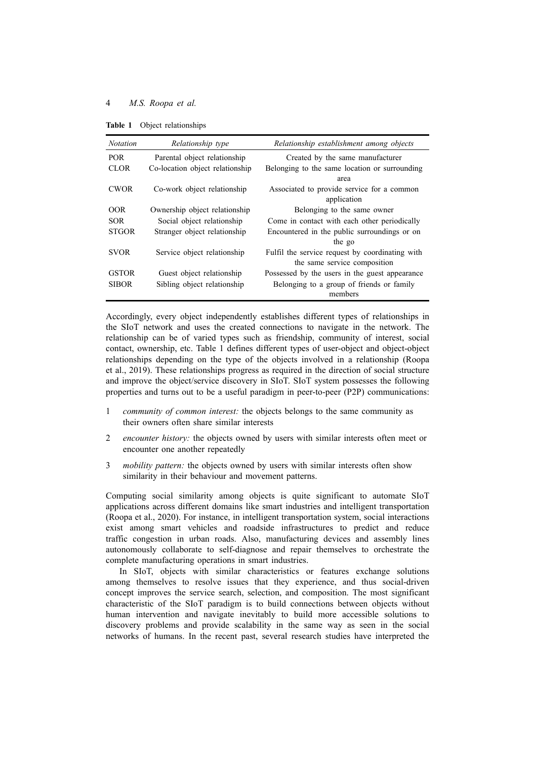**Table 1** Object relationships

| *Notation* | *Relationship type* | *Relationship establishment among objects* |
|---|---|---|
| POR | Parental object relationship | Created by the same manufacturer |
| CLOR | Co-location object relationship | Belonging to the same location or surrounding area |
| CWOR | Co-work object relationship | Associated to provide service for a common application |
| OOR | Ownership object relationship | Belonging to the same owner |
| SOR | Social object relationship | Come in contact with each other periodically |
| STGOR | Stranger object relationship | Encountered in the public surroundings or on the go |
| SVOR | Service object relationship | Fulfil the service request by coordinating with the same service composition |
| GSTOR | Guest object relationship | Possessed by the users in the guest appearance |
| SIBOR | Sibling object relationship | Belonging to a group of friends or family members |

Accordingly, every object independently establishes different types of relationships in the SIoT network and uses the created connections to navigate in the network. The relationship can be of varied types such as friendship, community of interest, social contact, ownership, etc. Table 1 defines different types of user-object and object-object relationships depending on the type of the objects involved in a relationship (Roopa et al., 2019). These relationships progress as required in the direction of social structure and improve the object/service discovery in SIoT. SIoT system possesses the following properties and turns out to be a useful paradigm in peer-to-peer (P2P) communications:

1. *community of common interest:* the objects belongs to the same community as their owners often share similar interests
2. *encounter history:* the objects owned by users with similar interests often meet or encounter one another repeatedly
3. *mobility pattern:* the objects owned by users with similar interests often show similarity in their behaviour and movement patterns.

Computing social similarity among objects is quite significant to automate SIoT applications across different domains like smart industries and intelligent transportation (Roopa et al., 2020). For instance, in intelligent transportation system, social interactions exist among smart vehicles and roadside infrastructures to predict and reduce traffic congestion in urban roads. Also, manufacturing devices and assembly lines autonomously collaborate to self-diagnose and repair themselves to orchestrate the complete manufacturing operations in smart industries.

In SIoT, objects with similar characteristics or features exchange solutions among themselves to resolve issues that they experience, and thus social-driven concept improves the service search, selection, and composition. The most significant characteristic of the SIoT paradigm is to build connections between objects without human intervention and navigate inevitably to build more accessible solutions to discovery problems and provide scalability in the same way as seen in the social networks of humans. In the recent past, several research studies have interpreted the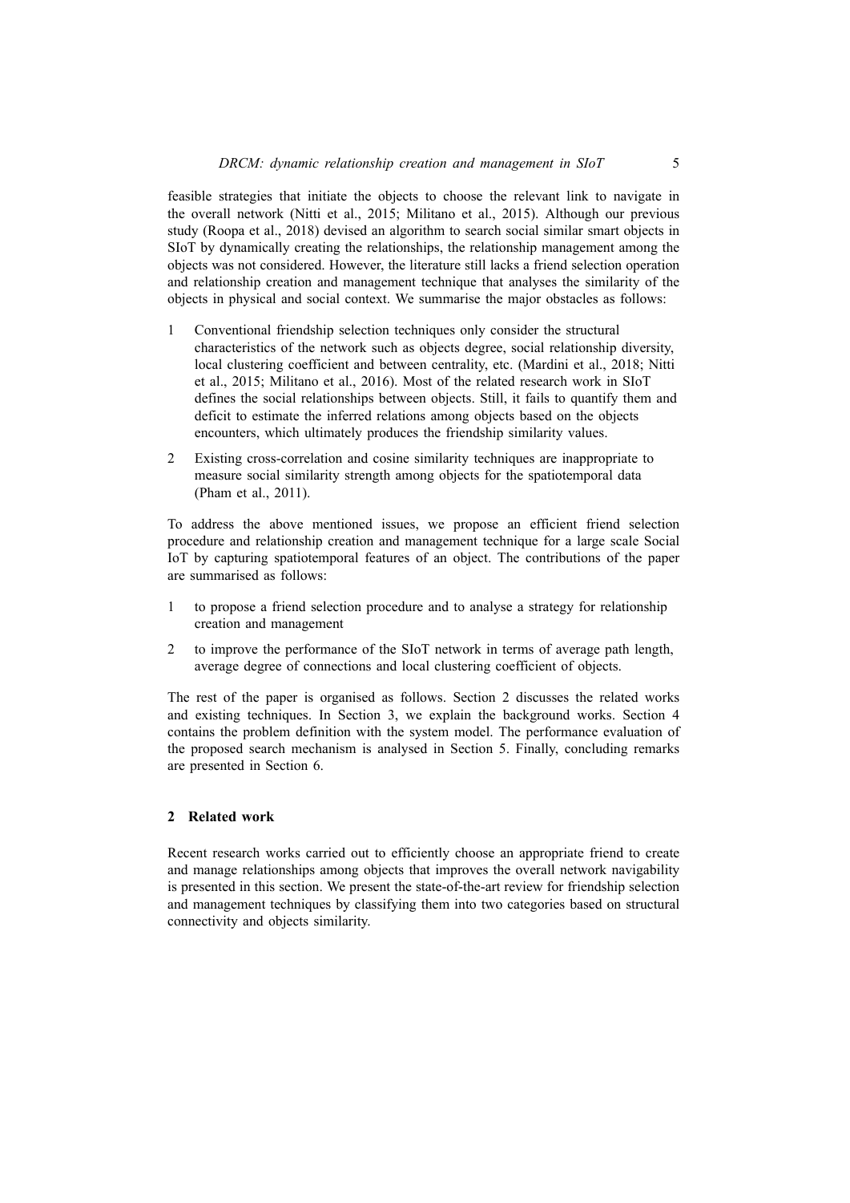feasible strategies that initiate the objects to choose the relevant link to navigate in the overall network (Nitti et al., 2015; Militano et al., 2015). Although our previous study (Roopa et al., 2018) devised an algorithm to search social similar smart objects in SIoT by dynamically creating the relationships, the relationship management among the objects was not considered. However, the literature still lacks a friend selection operation and relationship creation and management technique that analyses the similarity of the objects in physical and social context. We summarise the major obstacles as follows:

1. Conventional friendship selection techniques only consider the structural characteristics of the network such as objects degree, social relationship diversity, local clustering coefficient and between centrality, etc. (Mardini et al., 2018; Nitti et al., 2015; Militano et al., 2016). Most of the related research work in SIoT defines the social relationships between objects. Still, it fails to quantify them and deficit to estimate the inferred relations among objects based on the objects encounters, which ultimately produces the friendship similarity values.
2. Existing cross-correlation and cosine similarity techniques are inappropriate to measure social similarity strength among objects for the spatiotemporal data (Pham et al., 2011).

To address the above mentioned issues, we propose an efficient friend selection procedure and relationship creation and management technique for a large scale Social IoT by capturing spatiotemporal features of an object. The contributions of the paper are summarised as follows:

1. to propose a friend selection procedure and to analyse a strategy for relationship creation and management
2. to improve the performance of the SIoT network in terms of average path length, average degree of connections and local clustering coefficient of objects.

The rest of the paper is organised as follows. Section 2 discusses the related works and existing techniques. In Section 3, we explain the background works. Section 4 contains the problem definition with the system model. The performance evaluation of the proposed search mechanism is analysed in Section 5. Finally, concluding remarks are presented in Section 6.

## 2 Related work

Recent research works carried out to efficiently choose an appropriate friend to create and manage relationships among objects that improves the overall network navigability is presented in this section. We present the state-of-the-art review for friendship selection and management techniques by classifying them into two categories based on structural connectivity and objects similarity.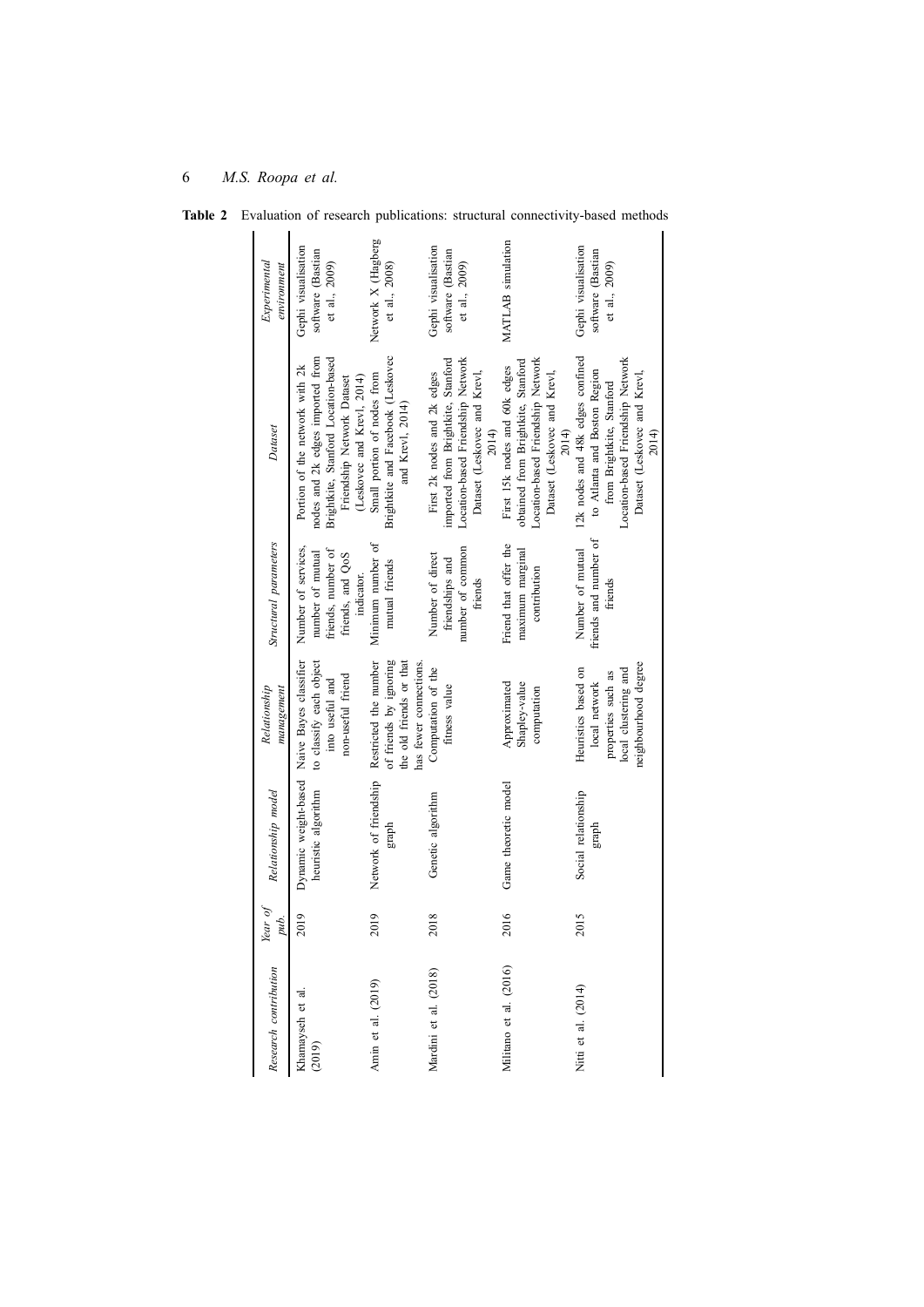**Table 2** Evaluation of research publications: structural connectivity-based methods

| *Research contribution* | *Year of pub.* | *Relationship model* | *Relationship management* | *Structural parameters* | *Dataset* | *Experimental environment* |
|---|---|---|---|---|---|---|
| Khamayseh et al. (2019) | 2019 | Dynamic weight-based heuristic algorithm | Naive Bayes classifier to classify each object into useful and non-useful friend | Number of services, number of mutual friends, number of friends, and QoS indicator. | Portion of the network with 2k nodes and 2k edges imported from Brightkite, Stanford Location-based Friendship Network Dataset (Leskovec and Krevl, 2014) | Gephi visualisation software (Bastian et al., 2009) |
| Amin et al. (2019) | 2019 | Network of friendship graph | Restricted the number of friends by ignoring the old friends or that has fewer connections. | Minimum number of mutual friends | Small portion of nodes from Brightkite and Facebook (Leskovec and Krevl, 2014) | Network X (Hagberg et al., 2008) |
| Mardini et al. (2018) | 2018 | Genetic algorithm | Computation of the fitness value | Number of direct friendships and number of common friends | First 2k nodes and 2k edges imported from Brightkite, Stanford Location-based Friendship Network Dataset (Leskovec and Krevl, 2014) | Gephi visualisation software (Bastian et al., 2009) |
| Militano et al. (2016) | 2016 | Game theoretic model | Approximated Shapley-value computation | Friend that offer the maximum marginal contribution | First 15k nodes and 60k edges obtained from Brightkite, Stanford Location-based Friendship Network Dataset (Leskovec and Krevl, 2014) | MATLAB simulation |
| Nitti et al. (2014) | 2015 | Social relationship graph | Heuristics based on local network properties such as local clustering and neighbourhood degree | Number of mutual friends and number of friends | 12k nodes and 48k edges confined to Atlanta and Boston Region from Brightkite, Stanford Location-based Friendship Network Dataset (Leskovec and Krevl, 2014) | Gephi visualisation software (Bastian et al., 2009) |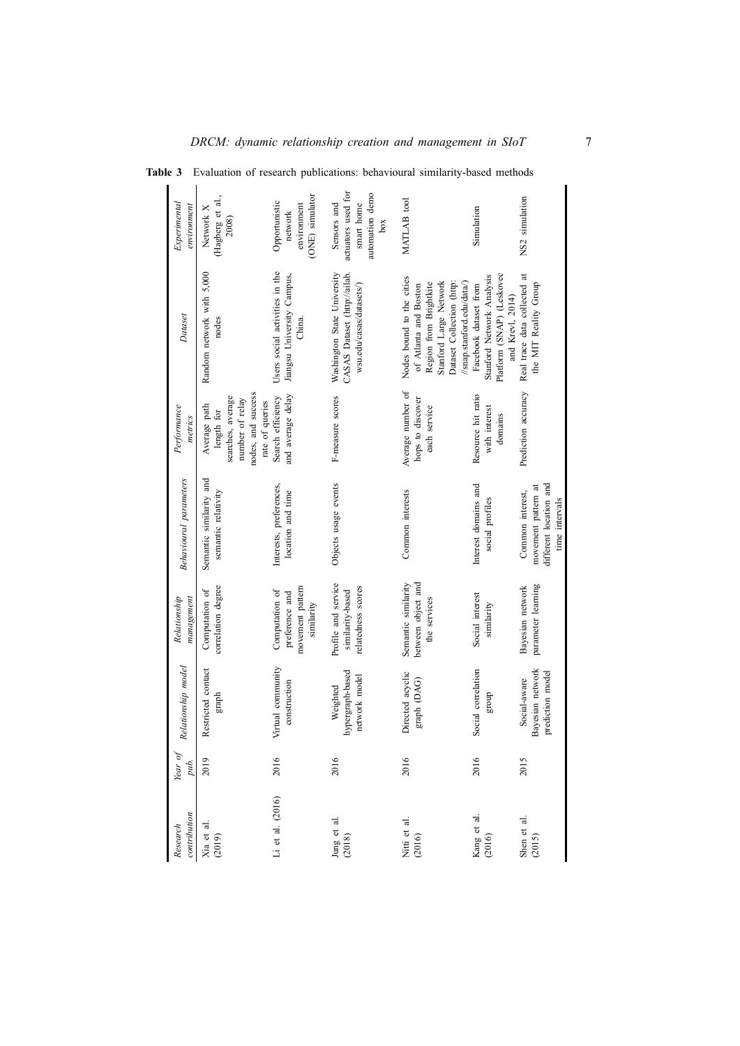**Table 3** Evaluation of research publications: behavioural similarity-based methods

| Research contribution | Year of pub. | Relationship model | Relationship management | Behavioural parameters | Performance metrics | Dataset | Experimental environment |
|---|---|---|---|---|---|---|---|
| Xia et al. (2019) | 2019 | Restricted contact graph | Computation of correlation degree | Semantic similarity and semantic relativity | Average path length for searches, average number of relay nodes, and success rate of queries | Random network with 5,000 nodes | Network X (Hagberg et al., 2008) |
| Li et al. (2016) | 2016 | Virtual community construction | Computation of preference and movement pattern similarity | Interests, preferences, location and time | Search efficiency and average delay | Users social activities in the Jiangsu University Campus, China. | Opportunistic network environment (ONE) simulator |
| Jung et al. (2018) | 2016 | Weighted hypergraph-based network model | Profile and service similarity-based relatedness scores | Objects usage events | F-measure scores | Washington State University CASAS Dataset (http://ailab.wsu.edu/casas/datasets/) | Sensors and actuators used for smart home automation demo box |
| Nitti et al. (2016) | 2016 | Directed acyclic graph (DAG) | Semantic similarity between object and the services | Common interests | Average number of hops to discover each service | Nodes bound to the cities of Atlanta and Boston Region from Brightkite Stanford Large Network Dataset Collection (http://snap.stanford.edu/data/) | MATLAB tool |
| Kang et al. (2016) | 2016 | Social correlation group | Social interest similarity | Interest domains and social profiles | Resource hit ratio with interest domains | Facebook dataset from Stanford Network Analysis Platform (SNAP) (Leskovec and Krevl, 2014) | Simulation |
| Shen et al. (2015) | 2015 | Social-aware Bayesian network prediction model | Bayesian network parameter learning | Common interest, movement pattern at different location and time intervals | Prediction accuracy | Real trace data collected at the MIT Reality Group | NS2 simulation |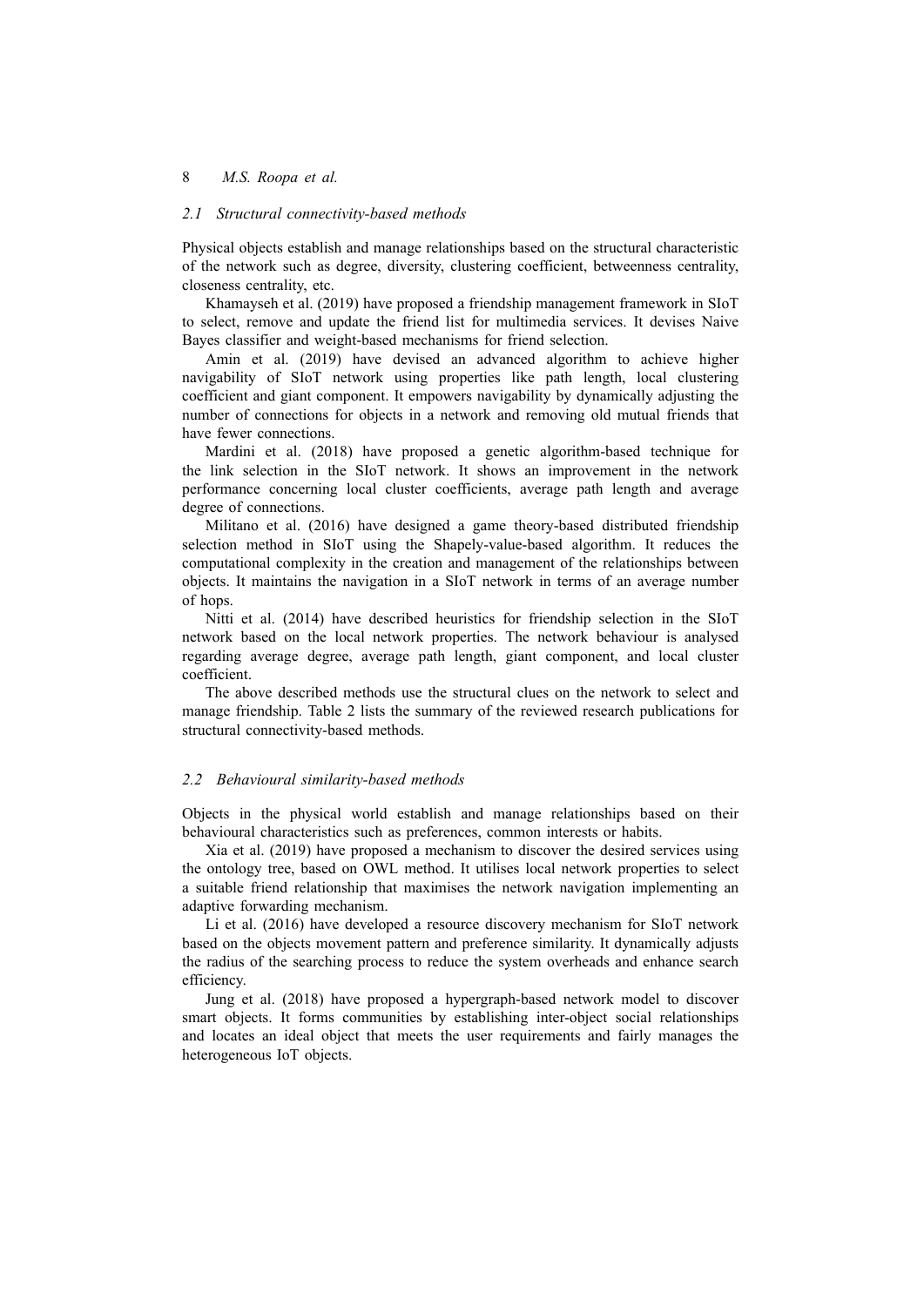### 2.1 Structural connectivity-based methods

Physical objects establish and manage relationships based on the structural characteristic of the network such as degree, diversity, clustering coefficient, betweenness centrality, closeness centrality, etc.

Khamayseh et al. (2019) have proposed a friendship management framework in SIoT to select, remove and update the friend list for multimedia services. It devises Naive Bayes classifier and weight-based mechanisms for friend selection.

Amin et al. (2019) have devised an advanced algorithm to achieve higher navigability of SIoT network using properties like path length, local clustering coefficient and giant component. It empowers navigability by dynamically adjusting the number of connections for objects in a network and removing old mutual friends that have fewer connections.

Mardini et al. (2018) have proposed a genetic algorithm-based technique for the link selection in the SIoT network. It shows an improvement in the network performance concerning local cluster coefficients, average path length and average degree of connections.

Militano et al. (2016) have designed a game theory-based distributed friendship selection method in SIoT using the Shapely-value-based algorithm. It reduces the computational complexity in the creation and management of the relationships between objects. It maintains the navigation in a SIoT network in terms of an average number of hops.

Nitti et al. (2014) have described heuristics for friendship selection in the SIoT network based on the local network properties. The network behaviour is analysed regarding average degree, average path length, giant component, and local cluster coefficient.

The above described methods use the structural clues on the network to select and manage friendship. Table 2 lists the summary of the reviewed research publications for structural connectivity-based methods.

### 2.2 Behavioural similarity-based methods

Objects in the physical world establish and manage relationships based on their behavioural characteristics such as preferences, common interests or habits.

Xia et al. (2019) have proposed a mechanism to discover the desired services using the ontology tree, based on OWL method. It utilises local network properties to select a suitable friend relationship that maximises the network navigation implementing an adaptive forwarding mechanism.

Li et al. (2016) have developed a resource discovery mechanism for SIoT network based on the objects movement pattern and preference similarity. It dynamically adjusts the radius of the searching process to reduce the system overheads and enhance search efficiency.

Jung et al. (2018) have proposed a hypergraph-based network model to discover smart objects. It forms communities by establishing inter-object social relationships and locates an ideal object that meets the user requirements and fairly manages the heterogeneous IoT objects.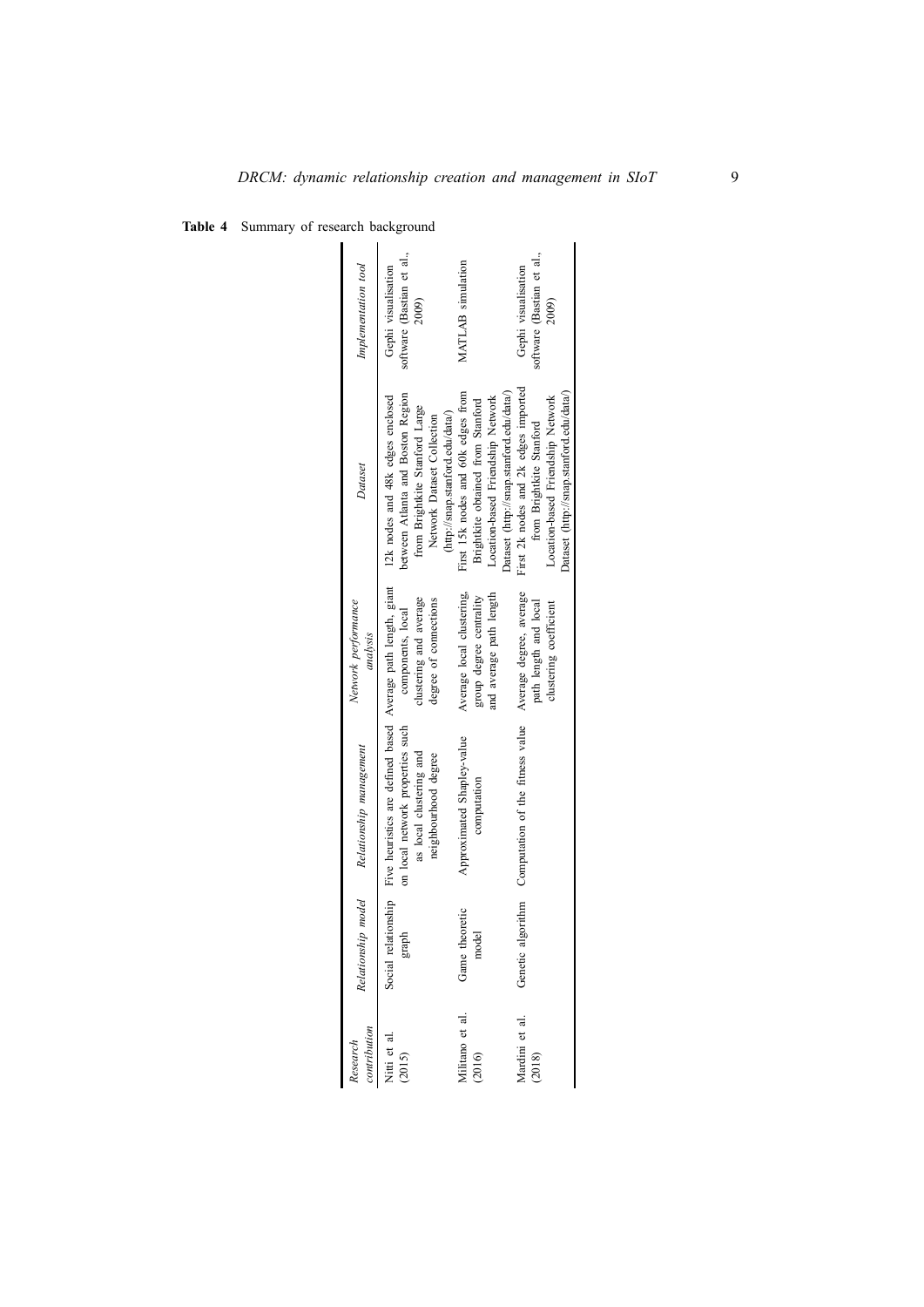**Table 4** Summary of research background

| *Research contribution* | *Relationship model* | *Relationship management* | *Network performance analysis* | *Dataset* | *Implementation tool* |
|---|---|---|---|---|---|
| Nitti et al. (2015) | Social relationship graph | Five heuristics are defined based on local network properties such as local clustering and neighbourhood degree | Average path length, giant components, local clustering and average degree of connections | 12k nodes and 48k edges enclosed between Atlanta and Boston Region from Brightkite Stanford Large Network Dataset Collection (http://snap.stanford.edu/data/) | Gephi visualisation software (Bastian et al., 2009) |
| Militano et al. (2016) | Game theoretic model | Approximated Shapley-value computation | Average local clustering, group degree centrality and average path length | First 15k nodes and 60k edges from Brightkite obtained from Stanford Location-based Friendship Network Dataset (http://snap.stanford.edu/data/) | MATLAB simulation |
| Mardini et al. (2018) | Genetic algorithm | Computation of the fitness value | Average degree, average path length and local clustering coefficient | First 2k nodes and 2k edges imported from Brightkite Stanford Location-based Friendship Network Dataset (http://snap.stanford.edu/data/) | Gephi visualisation software (Bastian et al., 2009) |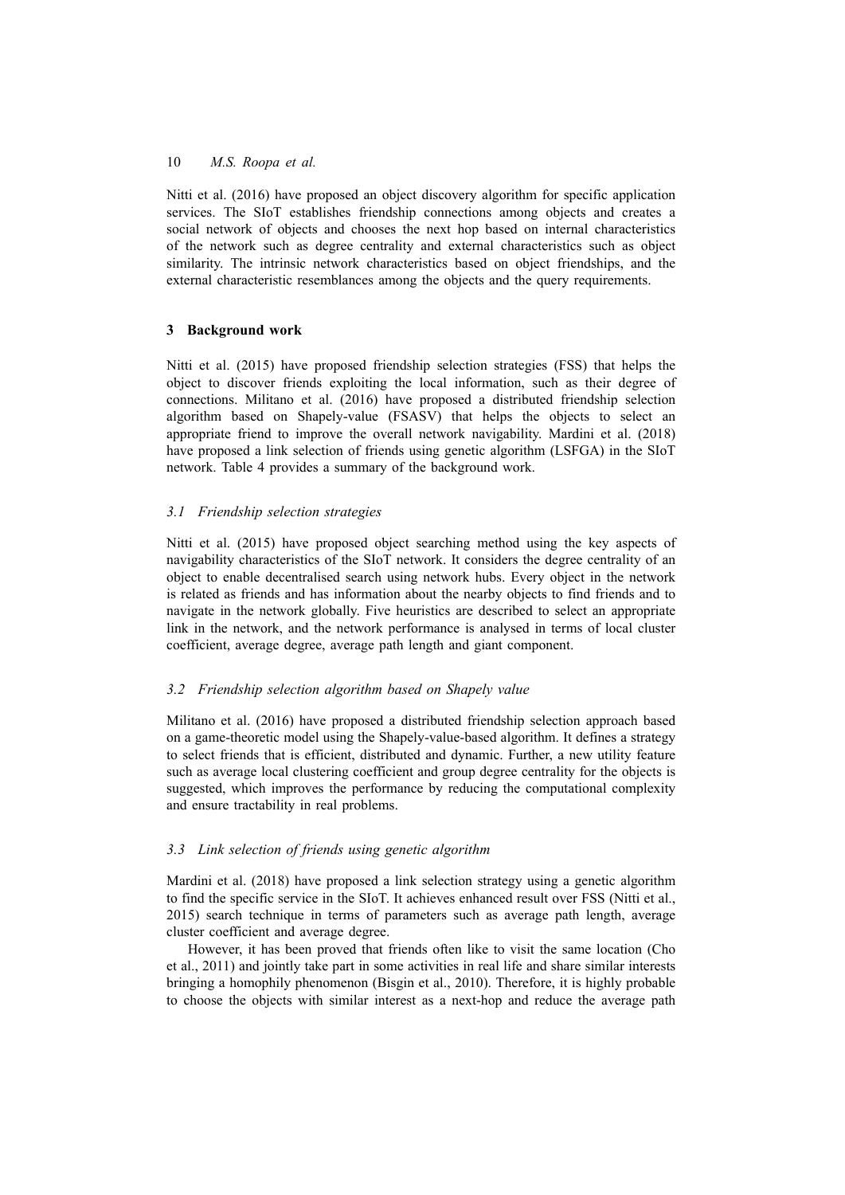Nitti et al. (2016) have proposed an object discovery algorithm for specific application services. The SIoT establishes friendship connections among objects and creates a social network of objects and chooses the next hop based on internal characteristics of the network such as degree centrality and external characteristics such as object similarity. The intrinsic network characteristics based on object friendships, and the external characteristic resemblances among the objects and the query requirements.

## 3 Background work

Nitti et al. (2015) have proposed friendship selection strategies (FSS) that helps the object to discover friends exploiting the local information, such as their degree of connections. Militano et al. (2016) have proposed a distributed friendship selection algorithm based on Shapely-value (FSASV) that helps the objects to select an appropriate friend to improve the overall network navigability. Mardini et al. (2018) have proposed a link selection of friends using genetic algorithm (LSFGA) in the SIoT network. Table 4 provides a summary of the background work.

### *3.1 Friendship selection strategies*

Nitti et al. (2015) have proposed object searching method using the key aspects of navigability characteristics of the SIoT network. It considers the degree centrality of an object to enable decentralised search using network hubs. Every object in the network is related as friends and has information about the nearby objects to find friends and to navigate in the network globally. Five heuristics are described to select an appropriate link in the network, and the network performance is analysed in terms of local cluster coefficient, average degree, average path length and giant component.

### *3.2 Friendship selection algorithm based on Shapely value*

Militano et al. (2016) have proposed a distributed friendship selection approach based on a game-theoretic model using the Shapely-value-based algorithm. It defines a strategy to select friends that is efficient, distributed and dynamic. Further, a new utility feature such as average local clustering coefficient and group degree centrality for the objects is suggested, which improves the performance by reducing the computational complexity and ensure tractability in real problems.

### *3.3 Link selection of friends using genetic algorithm*

Mardini et al. (2018) have proposed a link selection strategy using a genetic algorithm to find the specific service in the SIoT. It achieves enhanced result over FSS (Nitti et al., 2015) search technique in terms of parameters such as average path length, average cluster coefficient and average degree.

However, it has been proved that friends often like to visit the same location (Cho et al., 2011) and jointly take part in some activities in real life and share similar interests bringing a homophily phenomenon (Bisgin et al., 2010). Therefore, it is highly probable to choose the objects with similar interest as a next-hop and reduce the average path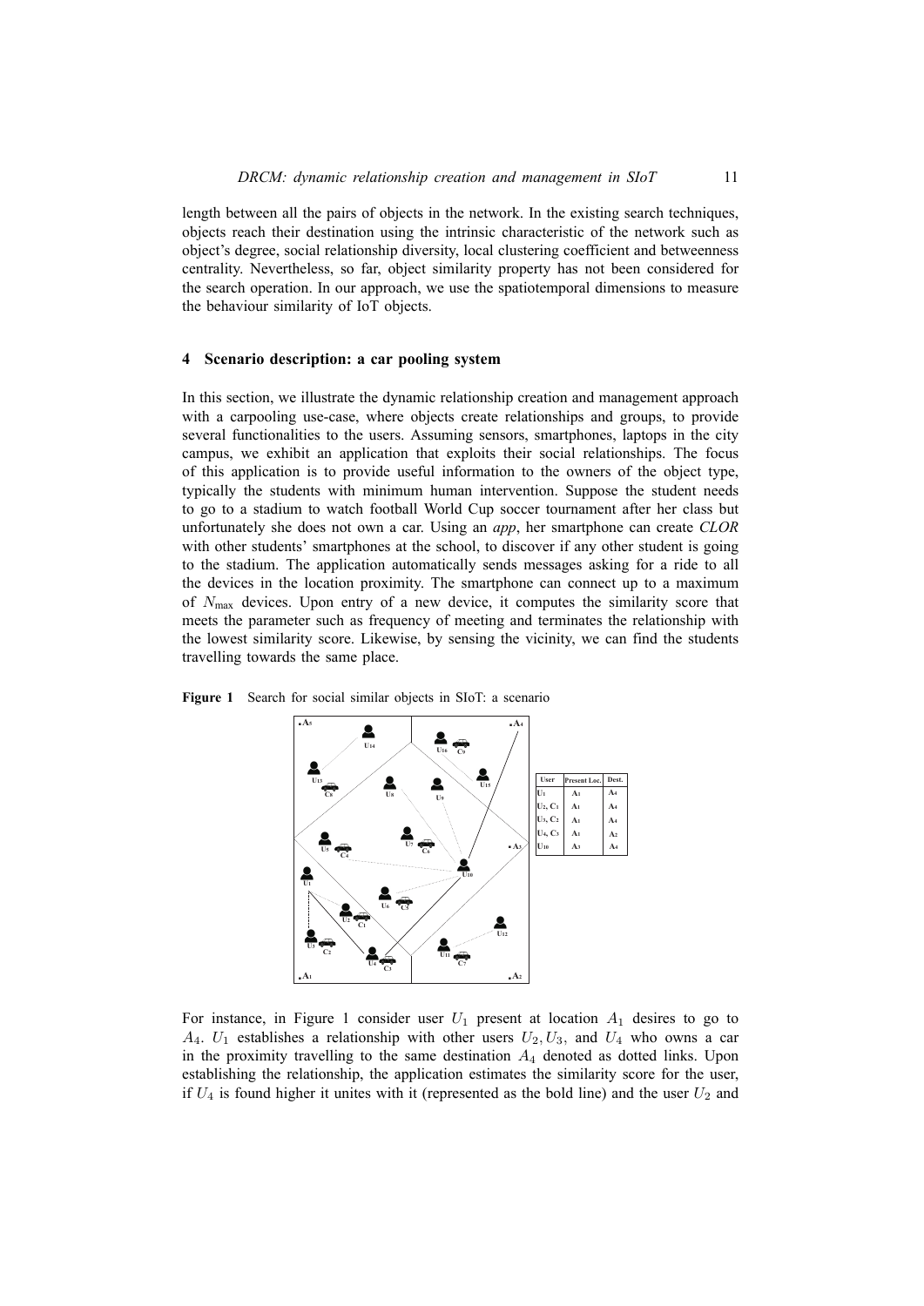length between all the pairs of objects in the network. In the existing search techniques, objects reach their destination using the intrinsic characteristic of the network such as object's degree, social relationship diversity, local clustering coefficient and betweenness centrality. Nevertheless, so far, object similarity property has not been considered for the search operation. In our approach, we use the spatiotemporal dimensions to measure the behaviour similarity of IoT objects.

## 4 Scenario description: a car pooling system

In this section, we illustrate the dynamic relationship creation and management approach with a carpooling use-case, where objects create relationships and groups, to provide several functionalities to the users. Assuming sensors, smartphones, laptops in the city campus, we exhibit an application that exploits their social relationships. The focus of this application is to provide useful information to the owners of the object type, typically the students with minimum human intervention. Suppose the student needs to go to a stadium to watch football World Cup soccer tournament after her class but unfortunately she does not own a car. Using an *app*, her smartphone can create *CLOR* with other students' smartphones at the school, to discover if any other student is going to the stadium. The application automatically sends messages asking for a ride to all the devices in the location proximity. The smartphone can connect up to a maximum of $N_{\max}$ devices. Upon entry of a new device, it computes the similarity score that meets the parameter such as frequency of meeting and terminates the relationship with the lowest similarity score. Likewise, by sensing the vicinity, we can find the students travelling towards the same place.

**Figure 1** Search for social similar objects in SIoT: a scenario

| User | Present Loc. | Dest. |
|---|---|---|
| $U_1$ | $A_1$ | $A_4$ |
| $U_2$, $C_1$ | $A_1$ | $A_4$ |
| $U_3$, $C_2$ | $A_1$ | $A_4$ |
| $U_4$, $C_3$ | $A_1$ | $A_2$ |
| $U_{10}$ | $A_3$ | $A_4$ |

For instance, in Figure 1 consider user $U_1$ present at location $A_1$ desires to go to $A_4$. $U_1$ establishes a relationship with other users $U_2, U_3$, and $U_4$ who owns a car in the proximity travelling to the same destination $A_4$ denoted as dotted links. Upon establishing the relationship, the application estimates the similarity score for the user, if $U_4$ is found higher it unites with it (represented as the bold line) and the user $U_2$ and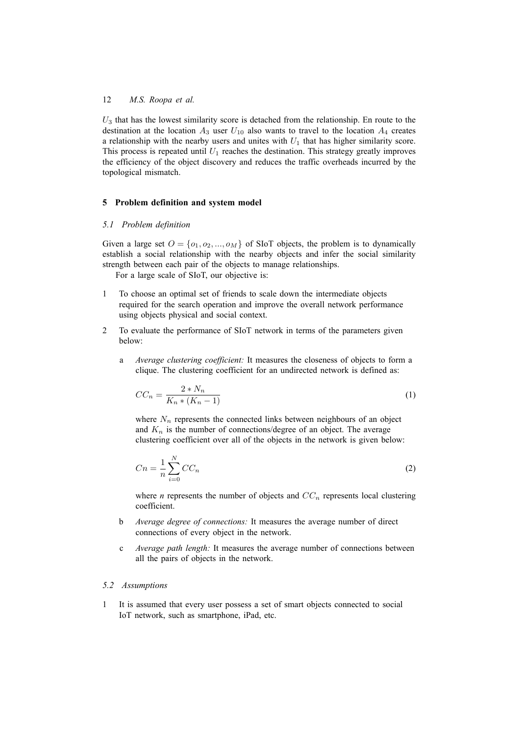$U_3$ that has the lowest similarity score is detached from the relationship. En route to the destination at the location $A_3$ user $U_{10}$ also wants to travel to the location $A_4$ creates a relationship with the nearby users and unites with $U_1$ that has higher similarity score. This process is repeated until $U_1$ reaches the destination. This strategy greatly improves the efficiency of the object discovery and reduces the traffic overheads incurred by the topological mismatch.

## 5 Problem definition and system model

### 5.1 Problem definition

Given a large set $O = \{o_1, o_2, ..., o_M\}$ of SIoT objects, the problem is to dynamically establish a social relationship with the nearby objects and infer the social similarity strength between each pair of the objects to manage relationships.

For a large scale of SIoT, our objective is:

1. To choose an optimal set of friends to scale down the intermediate objects required for the search operation and improve the overall network performance using objects physical and social context.
2. To evaluate the performance of SIoT network in terms of the parameters given below:
   a. *Average clustering coefficient:* It measures the closeness of objects to form a clique. The clustering coefficient for an undirected network is defined as:

   $$CC_n = \frac{2 * N_n}{K_n * (K_n - 1)} \tag{1}$$

   where $N_n$ represents the connected links between neighbours of an object and $K_n$ is the number of connections/degree of an object. The average clustering coefficient over all of the objects in the network is given below:

   $$Cn = \frac{1}{n} \sum_{i=0}^{N} CC_n \tag{2}$$

   where $n$ represents the number of objects and $CC_n$ represents local clustering coefficient.

   b. *Average degree of connections:* It measures the average number of direct connections of every object in the network.

   c. *Average path length:* It measures the average number of connections between all the pairs of objects in the network.

### 5.2 Assumptions

1. It is assumed that every user possess a set of smart objects connected to social IoT network, such as smartphone, iPad, etc.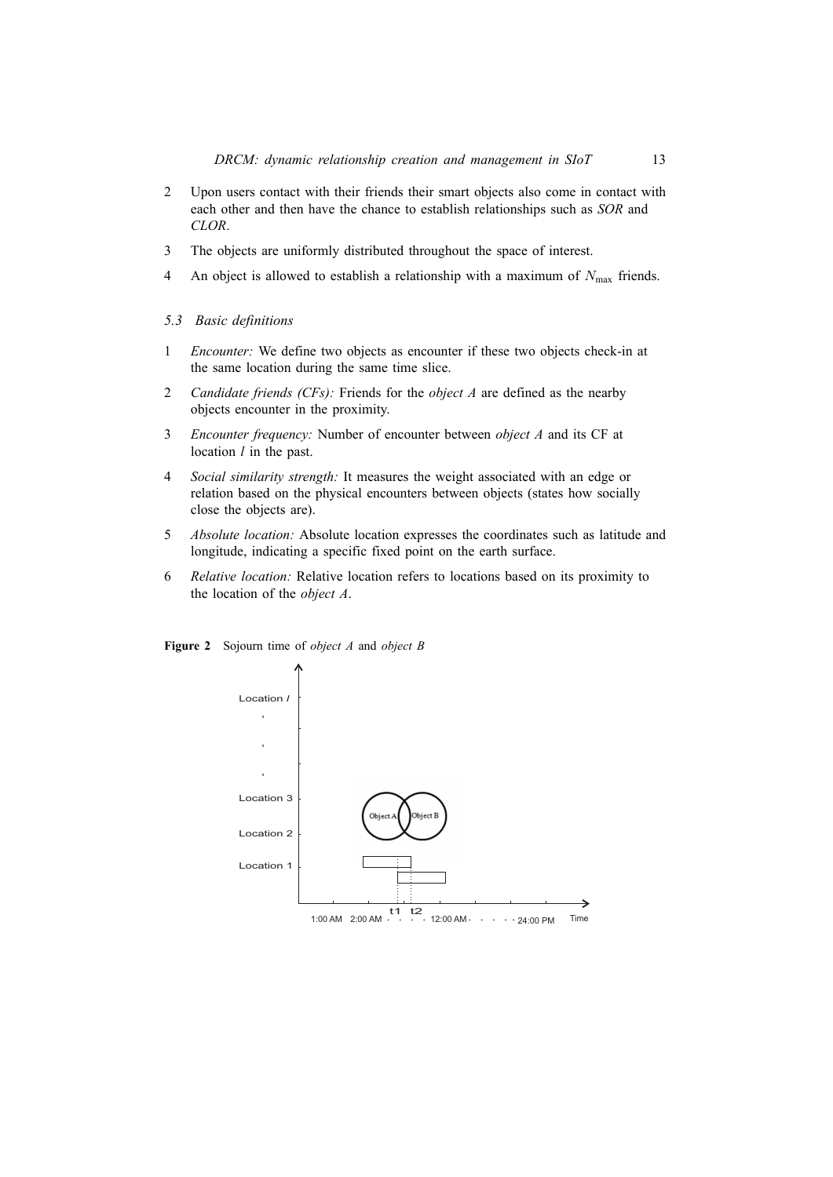2. Upon users contact with their friends their smart objects also come in contact with each other and then have the chance to establish relationships such as *SOR* and *CLOR*.
3. The objects are uniformly distributed throughout the space of interest.
4. An object is allowed to establish a relationship with a maximum of $N_{\max}$ friends.

### 5.3 Basic definitions

1. *Encounter:* We define two objects as encounter if these two objects check-in at the same location during the same time slice.
2. *Candidate friends (CFs):* Friends for the *object A* are defined as the nearby objects encounter in the proximity.
3. *Encounter frequency:* Number of encounter between *object A* and its CF at location $l$ in the past.
4. *Social similarity strength:* It measures the weight associated with an edge or relation based on the physical encounters between objects (states how socially close the objects are).
5. *Absolute location:* Absolute location expresses the coordinates such as latitude and longitude, indicating a specific fixed point on the earth surface.
6. *Relative location:* Relative location refers to locations based on its proximity to the location of the *object A*.

**Figure 2** Sojourn time of *object A* and *object B*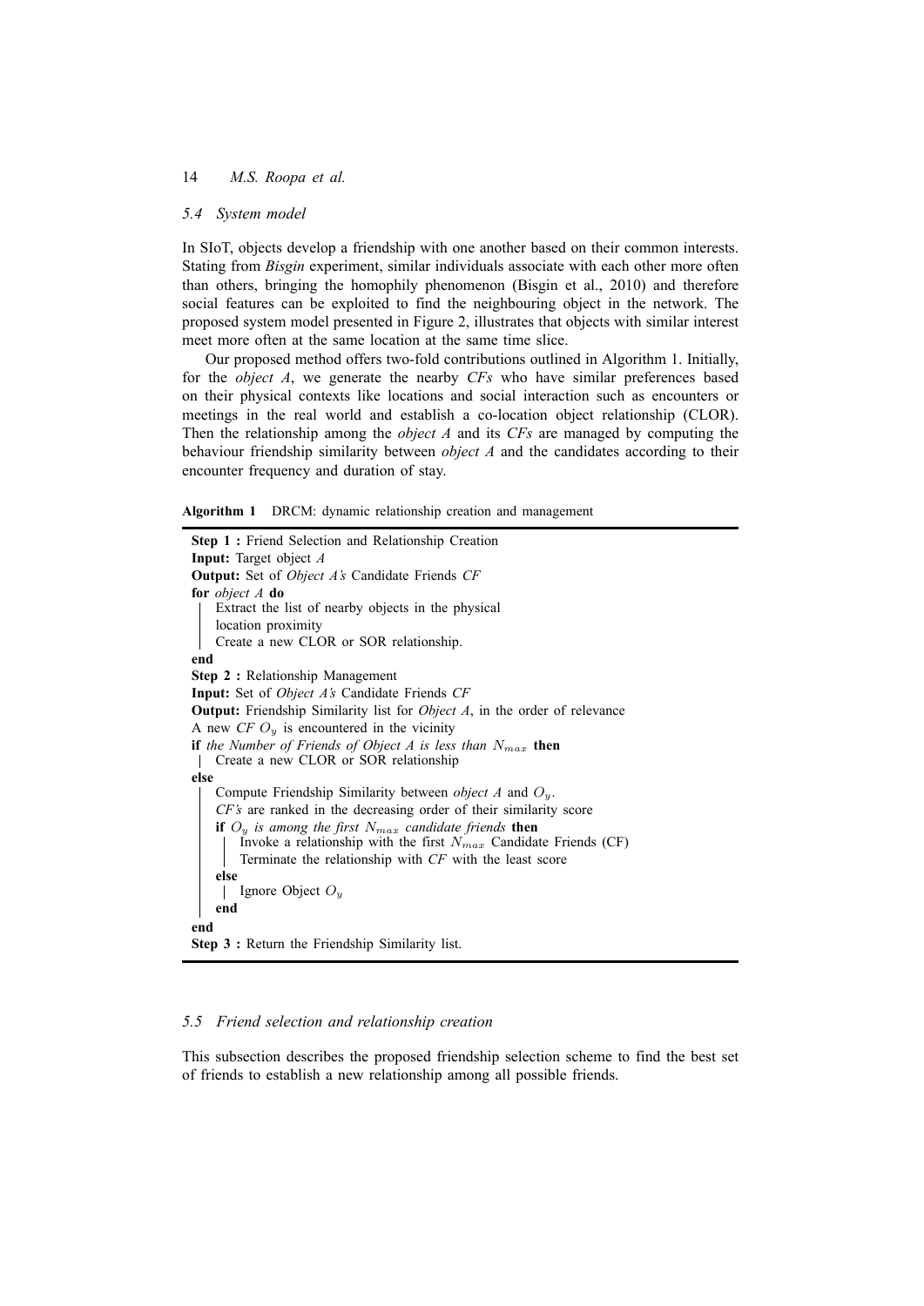### 5.4 System model

In SIoT, objects develop a friendship with one another based on their common interests. Stating from *Bisgin* experiment, similar individuals associate with each other more often than others, bringing the homophily phenomenon (Bisgin et al., 2010) and therefore social features can be exploited to find the neighbouring object in the network. The proposed system model presented in Figure 2, illustrates that objects with similar interest meet more often at the same location at the same time slice.

Our proposed method offers two-fold contributions outlined in Algorithm 1. Initially, for the *object A*, we generate the nearby *CFs* who have similar preferences based on their physical contexts like locations and social interaction such as encounters or meetings in the real world and establish a co-location object relationship (CLOR). Then the relationship among the *object A* and its *CFs* are managed by computing the behaviour friendship similarity between *object A* and the candidates according to their encounter frequency and duration of stay.

**Algorithm 1** DRCM: dynamic relationship creation and management

```
Step 1 : Friend Selection and Relationship Creation
Input: Target object A
Output: Set of Object A's Candidate Friends CF
for object A do
    Extract the list of nearby objects in the physical
    location proximity
    Create a new CLOR or SOR relationship.
end
Step 2 : Relationship Management
Input: Set of Object A's Candidate Friends CF
Output: Friendship Similarity list for Object A, in the order of relevance
A new CF O_y is encountered in the vicinity
if the Number of Friends of Object A is less than N_max then
    Create a new CLOR or SOR relationship
else
    Compute Friendship Similarity between object A and O_y.
    CF's are ranked in the decreasing order of their similarity score
    if O_y is among the first N_max candidate friends then
        Invoke a relationship with the first N_max Candidate Friends (CF)
        Terminate the relationship with CF with the least score
    else
        Ignore Object O_y
    end
end
Step 3 : Return the Friendship Similarity list.
```

### 5.5 Friend selection and relationship creation

This subsection describes the proposed friendship selection scheme to find the best set of friends to establish a new relationship among all possible friends.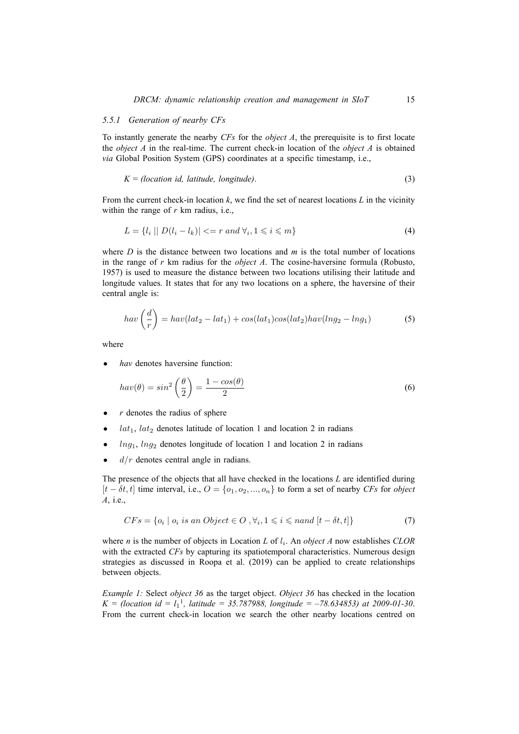### 5.5.1 Generation of nearby CFs

To instantly generate the nearby *CFs* for the *object A*, the prerequisite is to first locate the *object A* in the real-time. The current check-in location of the *object A* is obtained *via* Global Position System (GPS) coordinates at a specific timestamp, i.e.,

$$K = (location\ id,\ latitude,\ longitude). \tag{3}$$

From the current check-in location *k*, we find the set of nearest locations *L* in the vicinity within the range of *r* km radius, i.e.,

$$L = \{l_i \mid\mid D(l_i - l_k)| <= r\ and\ \forall_i, 1 \leqslant i \leqslant m\} \tag{4}$$

where *D* is the distance between two locations and *m* is the total number of locations in the range of *r* km radius for the *object A*. The cosine-haversine formula (Robusto, 1957) is used to measure the distance between two locations utilising their latitude and longitude values. It states that for any two locations on a sphere, the haversine of their central angle is:

$$hav\left(\frac{d}{r}\right) = hav(lat_2 - lat_1) + cos(lat_1)cos(lat_2)hav(lng_2 - lng_1) \tag{5}$$

where

- *hav* denotes haversine function:

$$hav(\theta) = sin^2\left(\frac{\theta}{2}\right) = \frac{1 - cos(\theta)}{2} \tag{6}$$

- *r* denotes the radius of sphere
- $lat_1$, $lat_2$ denotes latitude of location 1 and location 2 in radians
- $lng_1$, $lng_2$ denotes longitude of location 1 and location 2 in radians
- $d/r$ denotes central angle in radians.

The presence of the objects that all have checked in the locations *L* are identified during $[t - \delta t, t]$ time interval, i.e., $O = \{o_1, o_2, ..., o_n\}$ to form a set of nearby *CFs* for *object A*, i.e.,

$$CFs = \{o_i \mid o_i\ is\ an\ Object \in O\ , \forall_i, 1 \leqslant i \leqslant n and\ [t - \delta t, t]\} \tag{7}$$

where *n* is the number of objects in Location *L* of $l_i$. An *object A* now establishes *CLOR* with the extracted *CFs* by capturing its spatiotemporal characteristics. Numerous design strategies as discussed in Roopa et al. (2019) can be applied to create relationships between objects.

*Example 1:* Select *object 36* as the target object. *Object 36* has checked in the location *K = (location id =* $l_1^1$*, latitude = 35.787988, longitude = –78.634853) at 2009-01-30*. From the current check-in location we search the other nearby locations centred on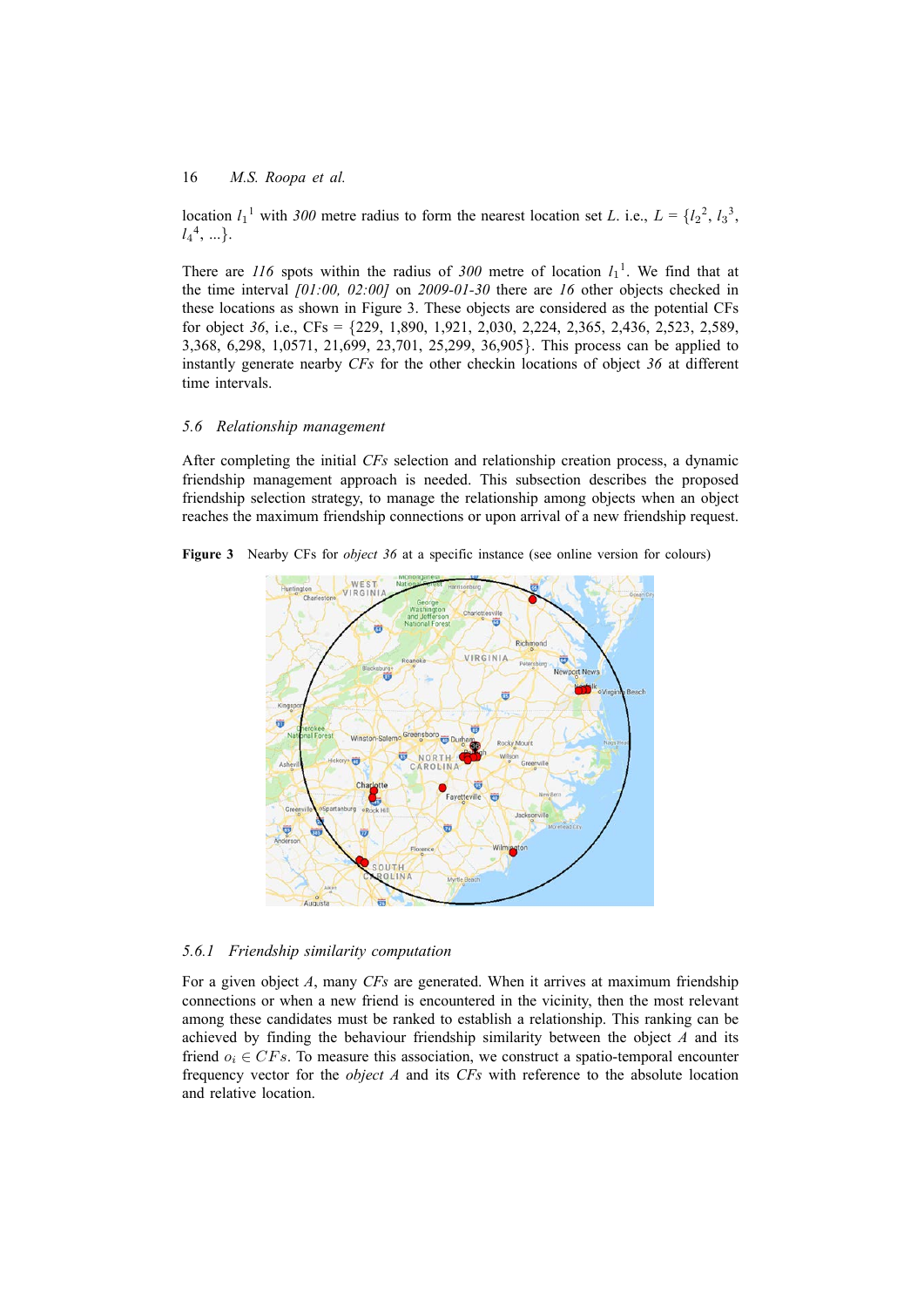location $l_1^{1}$ with *300* metre radius to form the nearest location set $L$. i.e., $L = \{l_2^{2}, l_3^{3}, l_4^{4}, ...\}$.

There are *116* spots within the radius of *300* metre of location $l_1^{1}$. We find that at the time interval *[01:00, 02:00]* on *2009-01-30* there are *16* other objects checked in these locations as shown in Figure 3. These objects are considered as the potential CFs for object *36*, i.e., CFs = {229, 1,890, 1,921, 2,030, 2,224, 2,365, 2,436, 2,523, 2,589, 3,368, 6,298, 1,0571, 21,699, 23,701, 25,299, 36,905}. This process can be applied to instantly generate nearby *CFs* for the other checkin locations of object *36* at different time intervals.

### 5.6 *Relationship management*

After completing the initial *CFs* selection and relationship creation process, a dynamic friendship management approach is needed. This subsection describes the proposed friendship selection strategy, to manage the relationship among objects when an object reaches the maximum friendship connections or upon arrival of a new friendship request.

**Figure 3** Nearby CFs for *object 36* at a specific instance (see online version for colours)

#### 5.6.1 *Friendship similarity computation*

For a given object $A$, many *CFs* are generated. When it arrives at maximum friendship connections or when a new friend is encountered in the vicinity, then the most relevant among these candidates must be ranked to establish a relationship. This ranking can be achieved by finding the behaviour friendship similarity between the object $A$ and its friend $o_i \in CFs$. To measure this association, we construct a spatio-temporal encounter frequency vector for the *object A* and its *CFs* with reference to the absolute location and relative location.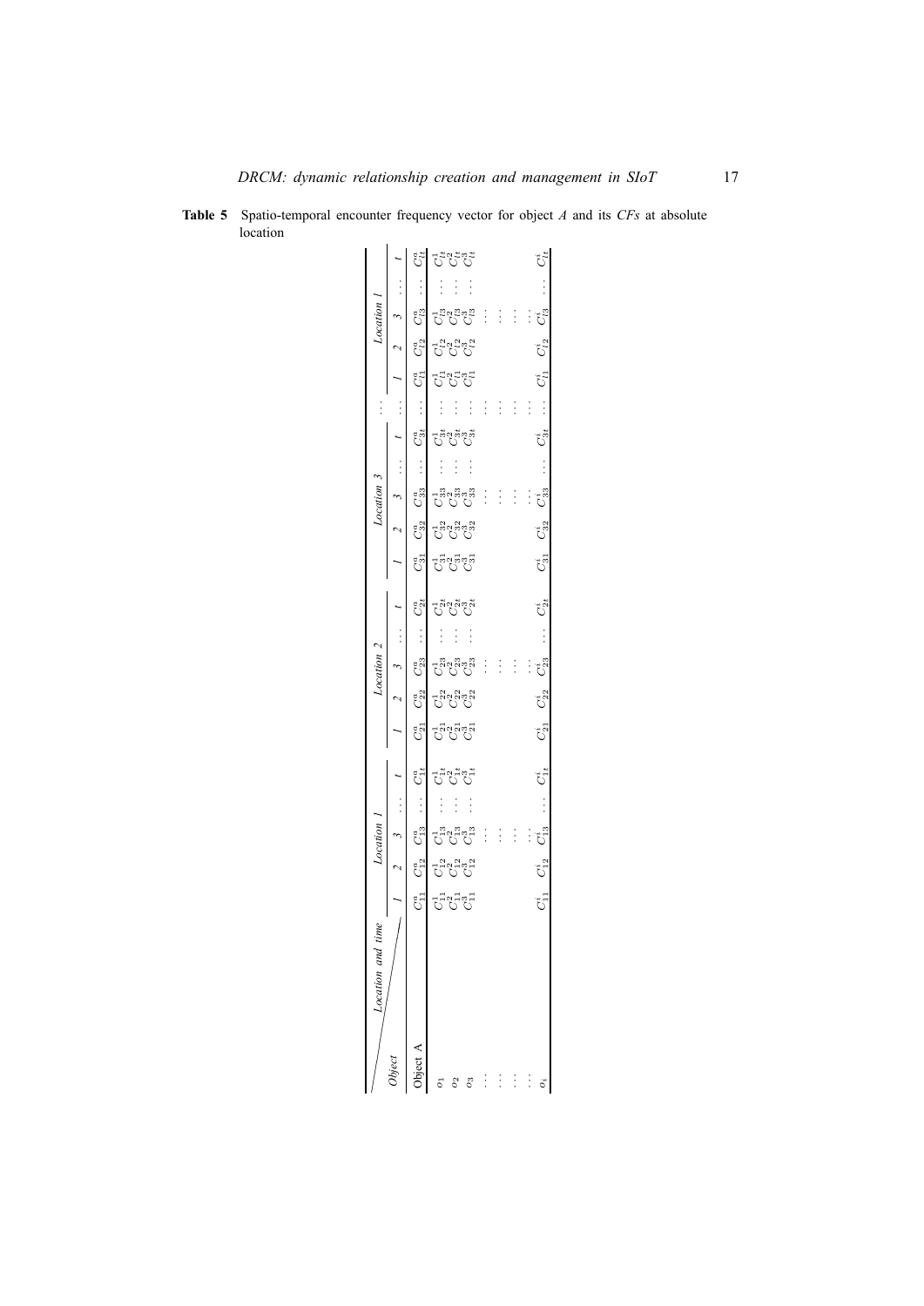**Table 5** Spatio-temporal encounter frequency vector for object *A* and its *CFs* at absolute location

| Object \ Location and time | Location 1 | | | | | Location 2 | | | | | Location 3 | | | | | ... | Location l | | | | |
|---|---|---|---|---|---|---|---|---|---|---|---|---|---|---|---|---|---|---|---|---|---|
| | 1 | 2 | 3 | ... | t | 1 | 2 | 3 | ... | t | 1 | 2 | 3 | ... | t | ... | 1 | 2 | 3 | ... | t |
| Object A | $C^a_{11}$ | $C^a_{12}$ | $C^a_{13}$ | ... | $C^a_{1t}$ | $C^a_{21}$ | $C^a_{22}$ | $C^a_{23}$ | ... | $C^a_{2t}$ | $C^a_{31}$ | $C^a_{32}$ | $C^a_{33}$ | ... | $C^a_{3t}$ | ... | $C^a_{l1}$ | $C^a_{l2}$ | $C^a_{l3}$ | ... | $C^a_{lt}$ |
| $o_1$ | $C^1_{11}$ | $C^1_{12}$ | $C^1_{13}$ | ... | $C^1_{1t}$ | $C^1_{21}$ | $C^1_{22}$ | $C^1_{23}$ | ... | $C^1_{2t}$ | $C^1_{31}$ | $C^1_{32}$ | $C^1_{33}$ | ... | $C^1_{3t}$ | ... | $C^1_{l1}$ | $C^1_{l2}$ | $C^1_{l3}$ | ... | $C^1_{lt}$ |
| $o_2$ | $C^2_{11}$ | $C^2_{12}$ | $C^2_{13}$ | ... | $C^2_{1t}$ | $C^2_{21}$ | $C^2_{22}$ | $C^2_{23}$ | ... | $C^2_{2t}$ | $C^2_{31}$ | $C^2_{32}$ | $C^2_{33}$ | ... | $C^2_{3t}$ | ... | $C^2_{l1}$ | $C^2_{l2}$ | $C^2_{l3}$ | ... | $C^2_{lt}$ |
| $o_3$ | $C^3_{11}$ | $C^3_{12}$ | $C^3_{13}$ | ... | $C^3_{1t}$ | $C^3_{21}$ | $C^3_{22}$ | $C^3_{23}$ | ... | $C^3_{2t}$ | $C^3_{31}$ | $C^3_{32}$ | $C^3_{33}$ | ... | $C^3_{3t}$ | ... | $C^3_{l1}$ | $C^3_{l2}$ | $C^3_{l3}$ | ... | $C^3_{lt}$ |
| ⋮ | | | ⋮ | | | | | ⋮ | | | | | ⋮ | | | ⋮ | | | ⋮ | | |
| ⋮ | | | ⋮ | | | | | ⋮ | | | | | ⋮ | | | ⋮ | | | ⋮ | | |
| ⋮ | | | ⋮ | | | | | ⋮ | | | | | ⋮ | | | ⋮ | | | ⋮ | | |
| ⋮ $o_i$ | $C^i_{11}$ | $C^i_{12}$ | ⋮ $C^i_{13}$ | ... | $C^i_{1t}$ | $C^i_{21}$ | $C^i_{22}$ | ⋮ $C^i_{23}$ | ... | $C^i_{2t}$ | $C^i_{31}$ | $C^i_{32}$ | ⋮ $C^i_{33}$ | ... | $C^i_{3t}$ | ⋮ ... | $C^i_{l1}$ | $C^i_{l2}$ | ⋮ $C^i_{l3}$ | ... | $C^i_{lt}$ |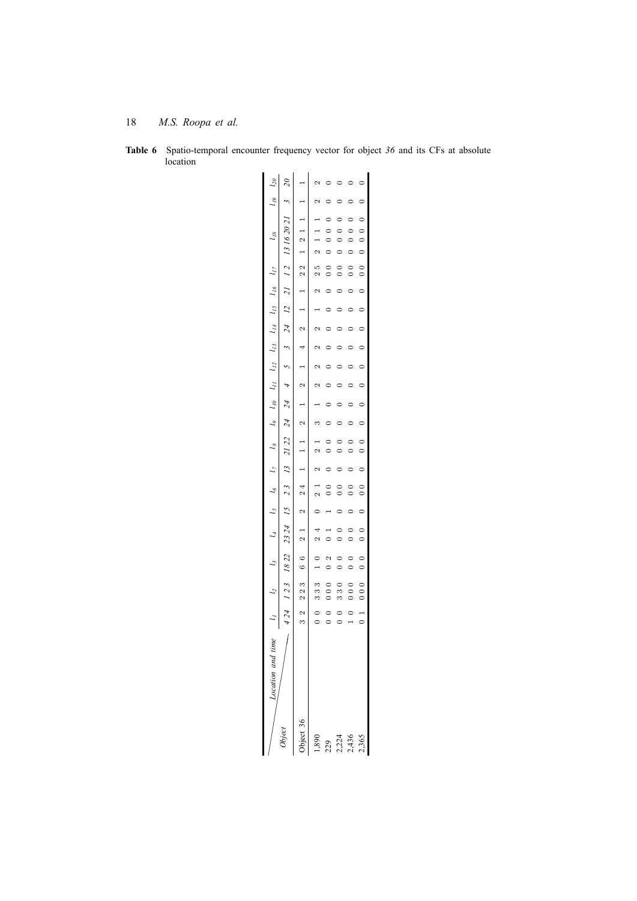**Table 6** Spatio-temporal encounter frequency vector for object *36* and its CFs at absolute location

| Object \ Location and time | $l_1$ | | $l_2$ | | | $l_3$ | | $l_4$ | | $l_5$ | $l_6$ | | $l_7$ | $l_8$ | | $l_9$ | $l_{10}$ | $l_{11}$ | $l_{12}$ | $l_{13}$ | $l_{14}$ | $l_{15}$ | $l_{16}$ | $l_{17}$ | | $l_{18}$ | | | | $l_{19}$ | $l_{20}$ |
|---|---|---|---|---|---|---|---|---|---|---|---|---|---|---|---|---|---|---|---|---|---|---|---|---|---|---|---|---|---|---|---|
| | *4* | *24* | *1* | *2* | *3* | *18* | *22* | *23* | *24* | *15* | *2* | *3* | *13* | *21* | *22* | *24* | *24* | *4* | *5* | *3* | *24* | *12* | *21* | *1* | *2* | *13* | *16* | *20* | *21* | *3* | *20* |
| Object 36 | 3 | 2 | 2 | 2 | 3 | 6 | 6 | 2 | 1 | 2 | 2 | 4 | 1 | 1 | 1 | 2 | 1 | 2 | 1 | 4 | 2 | 1 | 1 | 2 | 2 | 1 | 2 | 1 | 1 | 1 | 1 |
| 1,890 | 0 | 0 | 3 | 3 | 3 | 1 | 0 | 2 | 4 | 0 | 2 | 1 | 2 | 2 | 1 | 3 | 1 | 2 | 2 | 2 | 2 | 1 | 2 | 2 | 5 | 2 | 1 | 1 | 1 | 2 | 2 |
| 229 | 0 | 0 | 0 | 0 | 0 | 0 | 2 | 0 | 1 | 1 | 0 | 0 | 0 | 0 | 0 | 0 | 0 | 0 | 0 | 0 | 0 | 0 | 0 | 0 | 0 | 0 | 0 | 0 | 0 | 0 | 0 |
| 2,224 | 0 | 0 | 3 | 3 | 0 | 0 | 0 | 0 | 0 | 0 | 0 | 0 | 0 | 0 | 0 | 0 | 0 | 0 | 0 | 0 | 0 | 0 | 0 | 0 | 0 | 0 | 0 | 0 | 0 | 0 | 0 |
| 2,436 | 1 | 0 | 0 | 0 | 0 | 0 | 0 | 0 | 0 | 0 | 0 | 0 | 0 | 0 | 0 | 0 | 0 | 0 | 0 | 0 | 0 | 0 | 0 | 0 | 0 | 0 | 0 | 0 | 0 | 0 | 0 |
| 2,365 | 0 | 1 | 0 | 0 | 0 | 0 | 0 | 0 | 0 | 0 | 0 | 0 | 0 | 0 | 0 | 0 | 0 | 0 | 0 | 0 | 0 | 0 | 0 | 0 | 0 | 0 | 0 | 0 | 0 | 0 | 0 |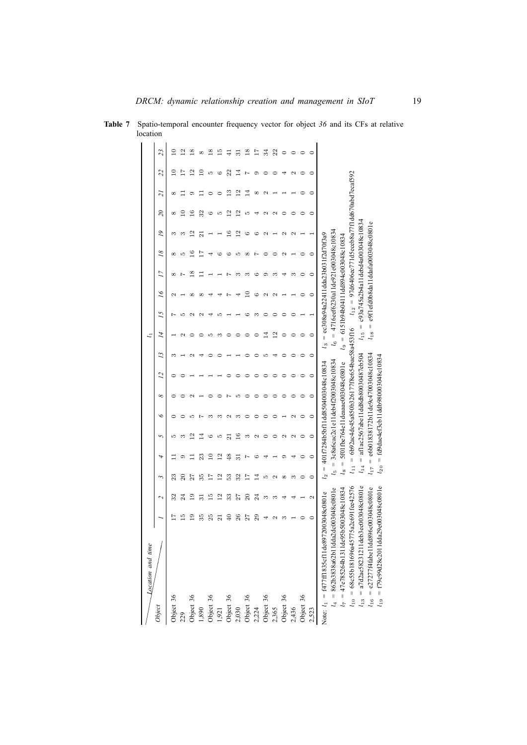**Table 7** Spatio-temporal encounter frequency vector for object *36* and its CFs at relative location

| Object \ Location and time | $l_t$ | | | | | | | | | | | | | | | | | | |
|---|---|---|---|---|---|---|---|---|---|---|---|---|---|---|---|---|---|---|---|
| | *1* | *2* | *3* | *4* | *5* | *6* | *8* | *12* | *13* | *14* | *15* | *16* | *17* | *18* | *19* | *20* | *21* | *22* | *23* |
| Object 36 | 17 | 32 | 23 | 11 | 5 | 0 | 0 | 0 | 3 | 1 | 7 | 2 | 8 | 8 | 3 | 8 | 8 | 10 | 10 |
| 229 | 15 | 24 | 20 | 9 | 3 | 0 | 0 | 0 | 1 | 2 | 5 | 1 | 7 | 5 | 3 | 10 | 11 | 17 | 12 |
| Object 36 | 19 | 19 | 27 | 11 | 12 | 5 | 2 | 1 | 2 | 0 | 2 | 8 | 18 | 16 | 12 | 16 | 9 | 12 | 18 |
| 1,890 | 35 | 31 | 35 | 23 | 14 | 7 | 1 | 1 | 4 | 0 | 2 | 8 | 11 | 17 | 21 | 32 | 11 | 10 | 8 |
| Object 36 | 25 | 15 | 17 | 10 | 6 | 3 | 0 | 1 | 0 | 5 | 4 | 4 | 1 | 4 | 1 | 6 | 0 | 5 | 18 |
| 1,921 | 21 | 12 | 12 | 12 | 5 | 3 | 0 | 1 | 0 | 3 | 5 | 4 | 1 | 6 | 1 | 5 | 0 | 6 | 15 |
| Object 36 | 40 | 33 | 53 | 48 | 21 | 2 | 7 | 0 | 1 | 0 | 1 | 7 | 7 | 6 | 16 | 12 | 13 | 22 | 41 |
| 2,030 | 26 | 27 | 32 | 31 | 16 | 3 | 5 | 0 | 1 | 0 | 1 | 4 | 3 | 5 | 12 | 12 | 12 | 14 | 31 |
| Object 36 | 27 | 20 | 17 | 7 | 3 | 0 | 0 | 0 | 0 | 0 | 6 | 10 | 3 | 8 | 6 | 5 | 14 | 7 | 18 |
| 2,224 | 29 | 24 | 14 | 6 | 2 | 0 | 0 | 0 | 0 | 0 | 3 | 6 | 6 | 7 | 6 | 4 | 8 | 9 | 17 |
| Object 36 | 4 | 3 | 5 | 4 | 0 | 0 | 0 | 0 | 5 | 14 | 0 | 2 | 9 | 0 | 2 | 2 | 2 | 0 | 34 |
| 2,365 | 2 | 3 | 2 | 1 | 0 | 0 | 0 | 0 | 4 | 12 | 0 | 2 | 3 | 0 | 1 | 2 | 1 | 0 | 22 |
| Object 36 | 3 | 4 | 8 | 9 | 2 | 1 | 0 | 0 | 0 | 0 | 0 | 1 | 4 | 2 | 2 | 0 | 1 | 4 | 0 |
| 2,436 | 1 | 4 | 3 | 4 | 2 | 2 | 0 | 0 | 0 | 0 | 0 | 1 | 3 | 1 | 2 | 0 | 1 | 2 | 0 |
| Object 36 | 0 | 1 | 0 | 0 | 0 | 0 | 0 | 0 | 0 | 0 | 1 | 0 | 0 | 0 | 1 | 0 | 0 | 0 | 0 |
| 2,523 | 0 | 2 | 0 | 0 | 0 | 0 | 0 | 0 | 0 | 0 | 1 | 0 | 0 | 0 | 1 | 0 | 0 | 0 | 0 |

Note: $l_1$ = f477ff1835cf11de8972003048c0801e $l_2$ = 401f7284b5f11dd8504003048c10834 $l_3$ = ec308a94a22411dda23b031f2d70f3a9
$l_4$ = 862b3838a62b11dda2dc003048c0801e $l_5$ = 3c8a6cac2c1e11deb4f2003048c10834 $l_6$ = 47f6eef6230a11de921e003048c10834
$l_7$ = 47e785264b1311de95b5003048c10834 $l_8$ = 5f01fbe764e11deaaae003048c0801e $l_9$ = 6151b94b04111dd894c003048c10834
$l_{10}$ = 68c55b181696a45775a2c691fee42576 $l_{11}$ = 6b92ac4dc45a850b326177f8e654bae58a453f16 $l_{12}$ = 97d6406ec771d5eceb8a77f1dd670abd7ecaf592
$l_{13}$ = a7d2ae58231211deb3ec003048c0801e $l_{14}$ = af1ac2567abe11dd8db800030487eb504 $l_{15}$ = e93a745a2b4a11ddbd4a003048c10834
$l_{16}$ = e27277f4fabe11dd896c003048c0801e $l_{17}$ = e6b01838172b11de9e47003048c10834 $l_{18}$ = e9f1efd0b8da11ddafa0003048c0801e
$l_{19}$ = f79c99d28c2011dda29e003048c0801e $l_{20}$ = fd9dae4ef3cb11ddb980003048c10834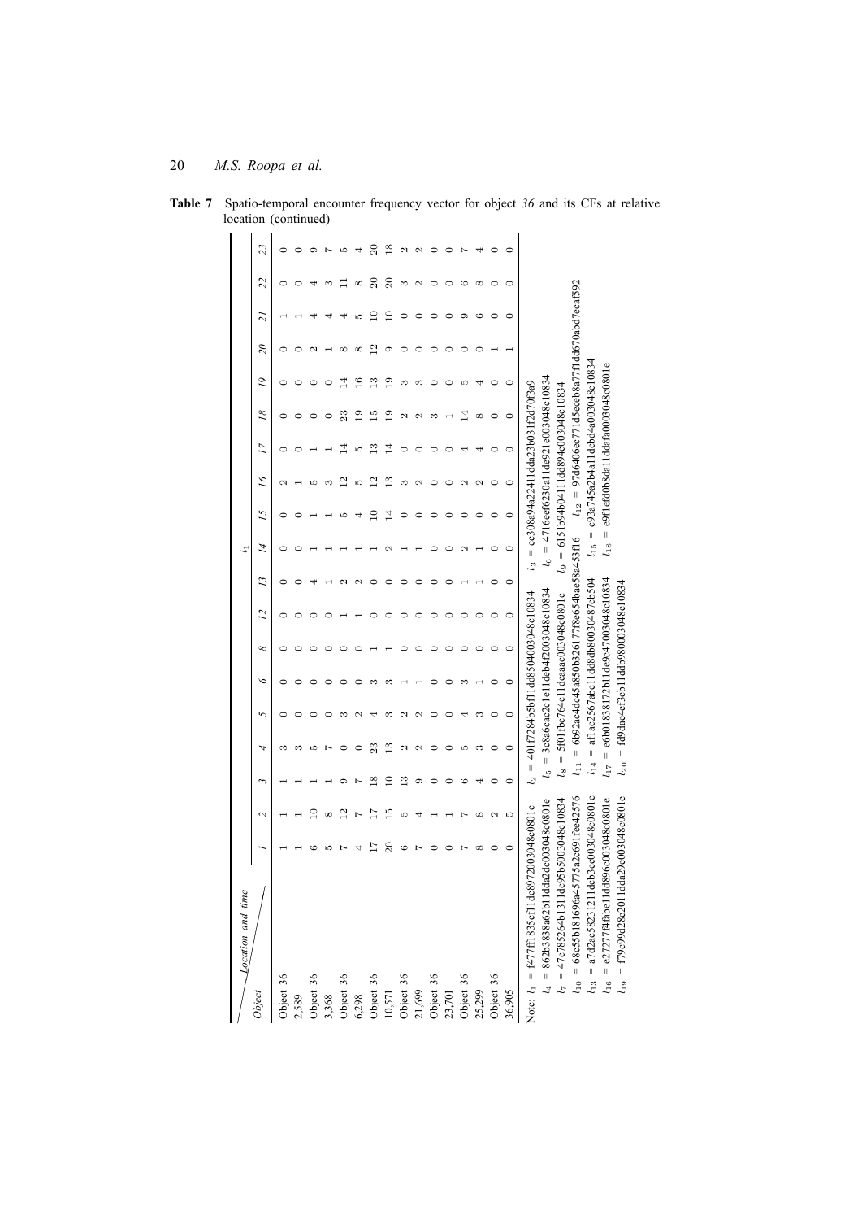**Table 7** Spatio-temporal encounter frequency vector for object *36* and its CFs at relative location (continued)

| Object \ Location and time | $l_1$ | | | | | | | | | | | | | | | | | | |
|---|---|---|---|---|---|---|---|---|---|---|---|---|---|---|---|---|---|---|---|
| | *1* | *2* | *3* | *4* | *5* | *6* | *8* | *12* | *13* | *14* | *15* | *16* | *17* | *18* | *19* | *20* | *21* | *22* | *23* |
| Object 36 | 1 | 1 | 1 | 3 | 0 | 0 | 0 | 0 | 0 | 0 | 0 | 2 | 0 | 0 | 0 | 0 | 1 | 0 | 0 |
| 2,589 | 1 | 1 | 1 | 3 | 0 | 0 | 0 | 0 | 0 | 0 | 0 | 1 | 0 | 0 | 0 | 0 | 1 | 0 | 0 |
| Object 36 | 6 | 10 | 1 | 5 | 0 | 0 | 0 | 0 | 4 | 1 | 1 | 5 | 1 | 0 | 0 | 2 | 4 | 4 | 9 |
| 3,368 | 5 | 8 | 1 | 7 | 0 | 0 | 0 | 0 | 1 | 1 | 1 | 3 | 1 | 0 | 0 | 1 | 4 | 3 | 7 |
| Object 36 | 7 | 12 | 9 | 0 | 3 | 0 | 0 | 1 | 2 | 1 | 5 | 12 | 14 | 23 | 14 | 8 | 4 | 11 | 5 |
| 6,298 | 4 | 7 | 7 | 0 | 2 | 0 | 0 | 1 | 2 | 1 | 4 | 5 | 5 | 19 | 16 | 8 | 5 | 8 | 4 |
| Object 36 | 17 | 17 | 18 | 23 | 4 | 3 | 1 | 0 | 0 | 1 | 10 | 12 | 13 | 15 | 13 | 12 | 10 | 20 | 20 |
| 10,571 | 20 | 15 | 10 | 13 | 3 | 3 | 1 | 0 | 0 | 2 | 14 | 13 | 14 | 19 | 19 | 9 | 10 | 20 | 18 |
| Object 36 | 6 | 5 | 13 | 2 | 2 | 1 | 0 | 0 | 0 | 1 | 0 | 3 | 0 | 2 | 3 | 0 | 0 | 3 | 2 |
| 21,699 | 7 | 4 | 9 | 2 | 2 | 1 | 0 | 0 | 0 | 1 | 0 | 2 | 0 | 2 | 3 | 0 | 0 | 2 | 2 |
| Object 36 | 0 | 1 | 0 | 0 | 0 | 0 | 0 | 0 | 0 | 0 | 0 | 0 | 0 | 3 | 0 | 0 | 0 | 0 | 0 |
| 23,701 | 0 | 1 | 0 | 0 | 0 | 0 | 0 | 0 | 0 | 0 | 0 | 0 | 0 | 1 | 0 | 0 | 0 | 0 | 0 |
| Object 36 | 7 | 7 | 6 | 5 | 4 | 3 | 0 | 0 | 1 | 2 | 0 | 2 | 4 | 14 | 5 | 0 | 9 | 6 | 7 |
| 25,299 | 8 | 8 | 4 | 3 | 3 | 1 | 0 | 0 | 1 | 1 | 0 | 2 | 4 | 8 | 4 | 0 | 6 | 8 | 4 |
| Object 36 | 0 | 2 | 0 | 0 | 0 | 0 | 0 | 0 | 0 | 0 | 0 | 0 | 0 | 0 | 0 | 1 | 0 | 0 | 0 |
| 36,905 | 0 | 5 | 0 | 0 | 0 | 0 | 0 | 0 | 0 | 0 | 0 | 0 | 0 | 0 | 0 | 1 | 0 | 0 | 0 |

Note: $l_1$ = f477ff1835cf11de8972003048c0801e $l_2$ = 401f7284b5bf11dd8504003048c10834 $l_3$ = ec308a94a22411dda23b031f2d70f3a9
$l_4$ = 862b3838a62b11dda2de003048c0801e $l_5$ = 3c8a6cac2c1e11deb4f2003048c10834 $l_6$ = 4716eef6230a11de921e003048c10834
$l_7$ = 47e785264b1311de95b5003048c10834 $l_8$ = 5f01fbe764e11deaaae003048c0801e $l_9$ = 6151b94b0411dd894c003048c10834
$l_{10}$ = 68c55b181696a45775a2c691fee42576 $l_{11}$ = 6b92ac4dc45a850b326177f8e654bae58a453f16 $l_{12}$ = 97d6406ec771d5eceb8a77f1dd670abd7ecaf592
$l_{13}$ = a7d2ae5823 1211deb3ee003048c0801e $l_{14}$ = af1ae2567abe11dd8db8003048 7eb504 $l_{15}$ = c93a745a2b4a11debd4a003048c10834
$l_{16}$ = e27277f4fabe11dd896c003048c0801e $l_{17}$ = e6b0183817 2b11de9c47003048c10834 $l_{18}$ = e9f1efd0b8da11ddafa0003048c0801e
$l_{19}$ = f79c99d28c2011dda29e003048c0801e $l_{20}$ = fd9dae4ef3cb11ddb980003048c10834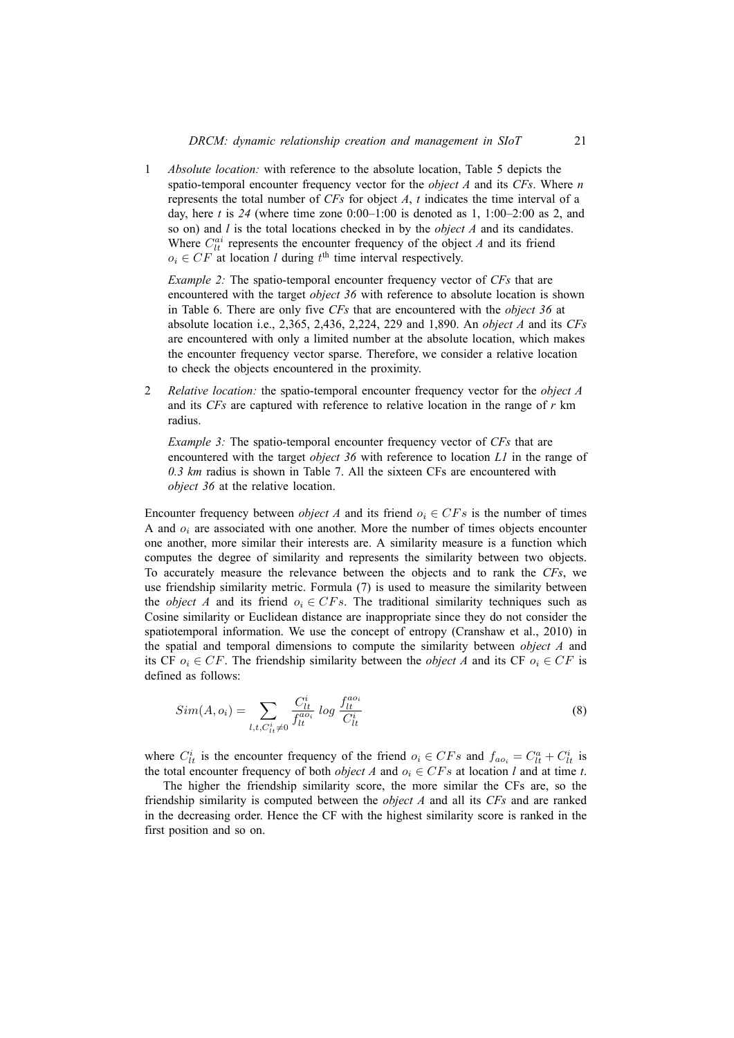1. *Absolute location:* with reference to the absolute location, Table 5 depicts the spatio-temporal encounter frequency vector for the *object A* and its *CFs*. Where *n* represents the total number of *CFs* for object *A*, *t* indicates the time interval of a day, here *t* is *24* (where time zone 0:00–1:00 is denoted as 1, 1:00–2:00 as 2, and so on) and *l* is the total locations checked in by the *object A* and its candidates. Where $C_{lt}^{ai}$ represents the encounter frequency of the object *A* and its friend $o_i \in CF$ at location *l* during $t^{\text{th}}$ time interval respectively.

   *Example 2:* The spatio-temporal encounter frequency vector of *CFs* that are encountered with the target *object 36* with reference to absolute location is shown in Table 6. There are only five *CFs* that are encountered with the *object 36* at absolute location i.e., 2,365, 2,436, 2,224, 229 and 1,890. An *object A* and its *CFs* are encountered with only a limited number at the absolute location, which makes the encounter frequency vector sparse. Therefore, we consider a relative location to check the objects encountered in the proximity.

2. *Relative location:* the spatio-temporal encounter frequency vector for the *object A* and its *CFs* are captured with reference to relative location in the range of *r* km radius.

   *Example 3:* The spatio-temporal encounter frequency vector of *CFs* that are encountered with the target *object 36* with reference to location *L1* in the range of *0.3 km* radius is shown in Table 7. All the sixteen CFs are encountered with *object 36* at the relative location.

Encounter frequency between *object A* and its friend $o_i \in CFs$ is the number of times A and $o_i$ are associated with one another. More the number of times objects encounter one another, more similar their interests are. A similarity measure is a function which computes the degree of similarity and represents the similarity between two objects. To accurately measure the relevance between the objects and to rank the *CFs*, we use friendship similarity metric. Formula (7) is used to measure the similarity between the *object A* and its friend $o_i \in CFs$. The traditional similarity techniques such as Cosine similarity or Euclidean distance are inappropriate since they do not consider the spatiotemporal information. We use the concept of entropy (Cranshaw et al., 2010) in the spatial and temporal dimensions to compute the similarity between *object A* and its CF $o_i \in CF$. The friendship similarity between the *object A* and its CF $o_i \in CF$ is defined as follows:

$$Sim(A, o_i) = \sum_{l,t,C_{lt}^i \neq 0} \frac{C_{lt}^i}{f_{lt}^{ao_i}} \, log \, \frac{f_{lt}^{ao_i}}{C_{lt}^i} \tag{8}$$

where $C_{lt}^i$ is the encounter frequency of the friend $o_i \in CFs$ and $f_{ao_i} = C_{lt}^a + C_{lt}^i$ is the total encounter frequency of both *object A* and $o_i \in CFs$ at location *l* and at time *t*.

The higher the friendship similarity score, the more similar the CFs are, so the friendship similarity is computed between the *object A* and all its *CFs* and are ranked in the decreasing order. Hence the CF with the highest similarity score is ranked in the first position and so on.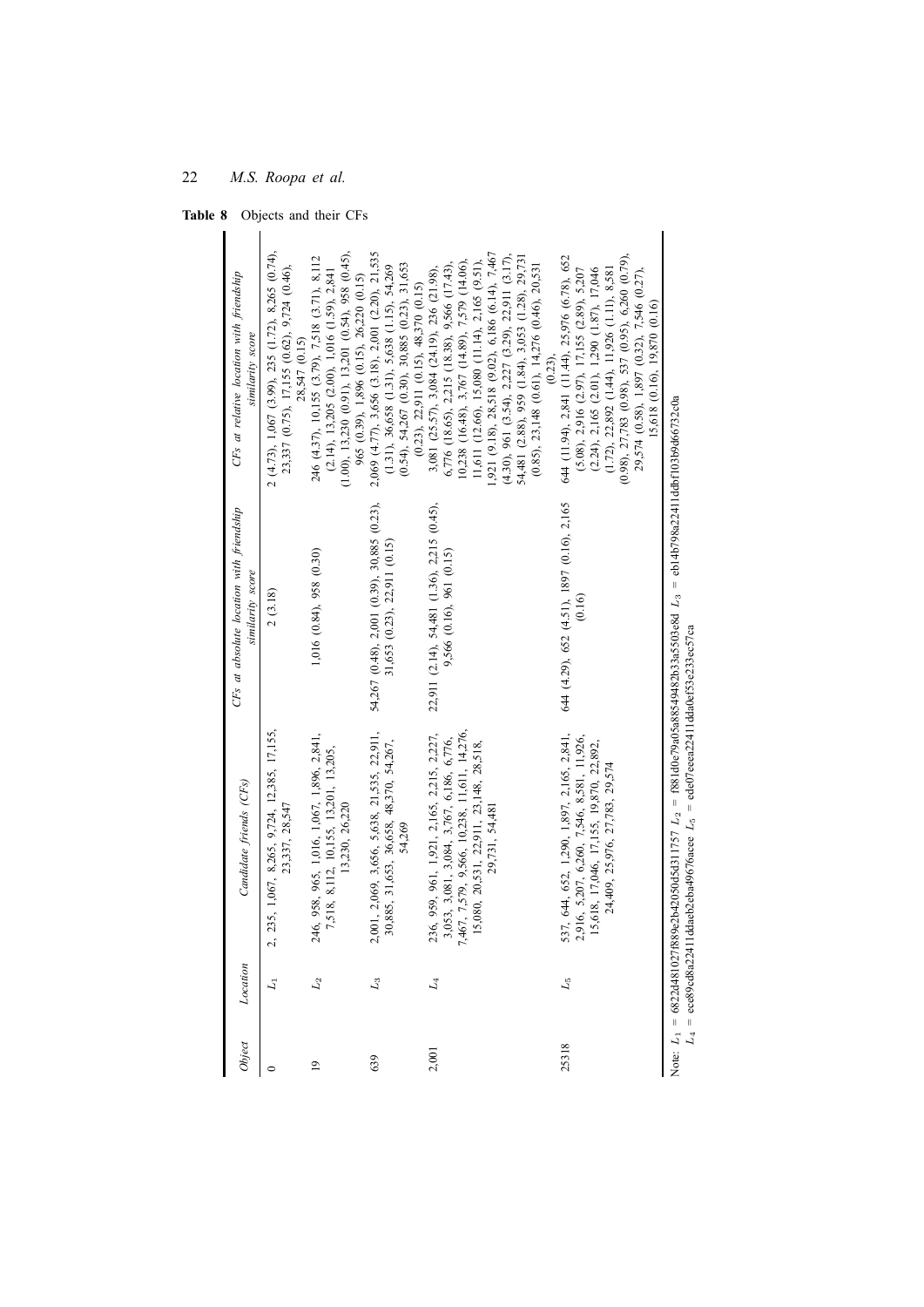**Table 8** Objects and their CFs

| Object | Location | Candidate friends (CFs) | CFs at absolute location with friendship similarity score | CFs at relative location with friendship similarity score |
|---|---|---|---|---|
| 0 | $L_1$ | 2, 235, 1,067, 8,265, 9,724, 12,385, 17,155, 23,337, 28,547 | 2 (3.18) | 2 (4.73), 1,067 (3.99), 235 (1.72), 8,265 (0.74), 23,337 (0.75), 17,155 (0.62), 9,724 (0.46), 28,547 (0.15) |
| 19 | $L_2$ | 246, 958, 965, 1,016, 1,067, 1,896, 2,841, 7,518, 8,112, 10,155, 13,201, 13,205, 13,230, 26,220 | 1,016 (0.84), 958 (0.30) | 246 (4.37), 10,155 (3.79), 7,518 (3.71), 8,112 (2.14), 13,205 (2.00), 1,016 (1.59), 2,841 (1.00), 13,230 (0.91), 13,201 (0.54), 958 (0.45), 965 (0.39), 1,896 (0.15), 26,220 (0.15) |
| 639 | $L_3$ | 2,001, 2,069, 3,656, 5,638, 21,535, 22,911, 30,885, 31,653, 36,658, 48,370, 54,267, 54,269 | 54,267 (0.48), 2,001 (0.39), 30,885 (0.23), 31,653 (0.23), 22,911 (0.15) | 2,069 (4.77), 3,656 (3.18), 2,001 (2.20), 21,535 (1.31), 36,658 (1.31), 5,638 (1.15), 54,269 (0.54), 54,267 (0.30), 30,885 (0.23), 31,653 (0.23), 22,911 (0.15), 48,370 (0.15) |
| 2,001 | $L_4$ | 236, 959, 961, 1,921, 2,165, 2,215, 2,227, 3,053, 3,081, 3,084, 3,767, 6,186, 6,776, 7,467, 7,579, 9,566, 10,238, 11,611, 14,276, 15,080, 20,531, 22,911, 23,148, 28,518, 29,731, 54,481 | 22,911 (2.14), 54,481 (1.36), 2,215 (0.45), 9,566 (0.16), 961 (0.15) | 3,081 (25.57), 3,084 (24.19), 236 (21.98), 6,776 (18.65), 2,215 (18.38), 9,566 (17.43), 10,238 (16.48), 3,767 (14.89), 7,579 (14.06), 11,611 (12.66), 15,080 (11.14), 2,165 (9.51), 1,921 (9.18), 28,518 (9.02), 6,186 (6.14), 7,467 (4.30), 961 (3.54), 2,227 (3.29), 22,911 (3.17), 54,481 (2.88), 959 (1.84), 3,053 (1.28), 29,731 (0.85), 23,148 (0.61), 14,276 (0.46), 20,531 (0.23), |
| 25318 | $L_5$ | 537, 644, 652, 1,290, 1,897, 2,165, 2,841, 2,916, 5,207, 6,260, 7,546, 8,581, 11,926, 15,618, 17,046, 17,155, 19,870, 22,892, 24,409, 25,976, 27,783, 29,574 | 644 (4.29), 652 (4.51), 1897 (0.16), 2,165 (0.16) | 644 (11.94), 2,841 (11.44), 25,976 (6.78), 652 (5.08), 2,916 (2.97), 17,155 (2.89), 5,207 (2.24), 2,165 (2.01), 1,290 (1.87), 17,046 (1.72), 22,892 (1.44), 11,926 (1.11), 8,581 (0.98), 27,783 (0.98), 537 (0.95), 6,260 (0.79), 29,574 (0.58), 1,897 (0.32), 7,546 (0.27), 15,618 (0.16), 19,870 (0.16) |

Note: $L_1$ = 6822d481027f889e2b42050d5d311757 $L_2$ = f881d0e79a05a8854948 2b33a5503e8d $L_3$ = eb14b798a22411ddbf103b9d66732c0a
$L_4$ = ece89cd8a22411ddaeb2eba4967acee $L_5$ = ede07eeea22411dda0ef53e233ec57ca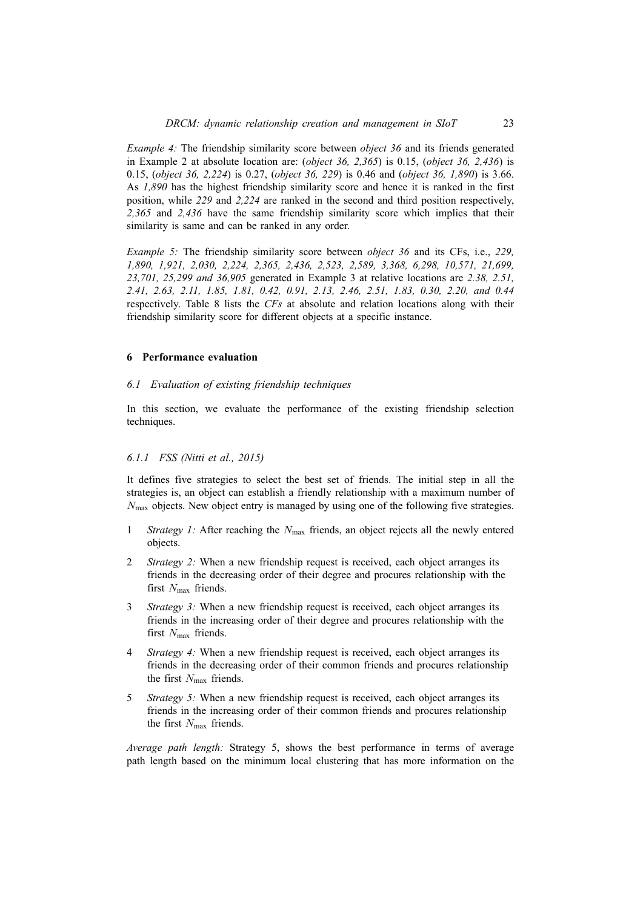*Example 4:* The friendship similarity score between *object 36* and its friends generated in Example 2 at absolute location are: (*object 36, 2,365*) is 0.15, (*object 36, 2,436*) is 0.15, (*object 36, 2,224*) is 0.27, (*object 36, 229*) is 0.46 and (*object 36, 1,890*) is 3.66. As *1,890* has the highest friendship similarity score and hence it is ranked in the first position, while *229* and *2,224* are ranked in the second and third position respectively, *2,365* and *2,436* have the same friendship similarity score which implies that their similarity is same and can be ranked in any order.

*Example 5:* The friendship similarity score between *object 36* and its CFs, i.e., *229, 1,890, 1,921, 2,030, 2,224, 2,365, 2,436, 2,523, 2,589, 3,368, 6,298, 10,571, 21,699, 23,701, 25,299 and 36,905* generated in Example 3 at relative locations are *2.38, 2.51, 2.41, 2.63, 2.11, 1.85, 1.81, 0.42, 0.91, 2.13, 2.46, 2.51, 1.83, 0.30, 2.20, and 0.44* respectively. Table 8 lists the *CFs* at absolute and relation locations along with their friendship similarity score for different objects at a specific instance.

## 6 Performance evaluation

### *6.1 Evaluation of existing friendship techniques*

In this section, we evaluate the performance of the existing friendship selection techniques.

#### *6.1.1 FSS (Nitti et al., 2015)*

It defines five strategies to select the best set of friends. The initial step in all the strategies is, an object can establish a friendly relationship with a maximum number of $N_{\max}$ objects. New object entry is managed by using one of the following five strategies.

1. *Strategy 1:* After reaching the $N_{\max}$ friends, an object rejects all the newly entered objects.
2. *Strategy 2:* When a new friendship request is received, each object arranges its friends in the decreasing order of their degree and procures relationship with the first $N_{\max}$ friends.
3. *Strategy 3:* When a new friendship request is received, each object arranges its friends in the increasing order of their degree and procures relationship with the first $N_{\max}$ friends.
4. *Strategy 4:* When a new friendship request is received, each object arranges its friends in the decreasing order of their common friends and procures relationship the first $N_{\max}$ friends.
5. *Strategy 5:* When a new friendship request is received, each object arranges its friends in the increasing order of their common friends and procures relationship the first $N_{\max}$ friends.

*Average path length:* Strategy 5, shows the best performance in terms of average path length based on the minimum local clustering that has more information on the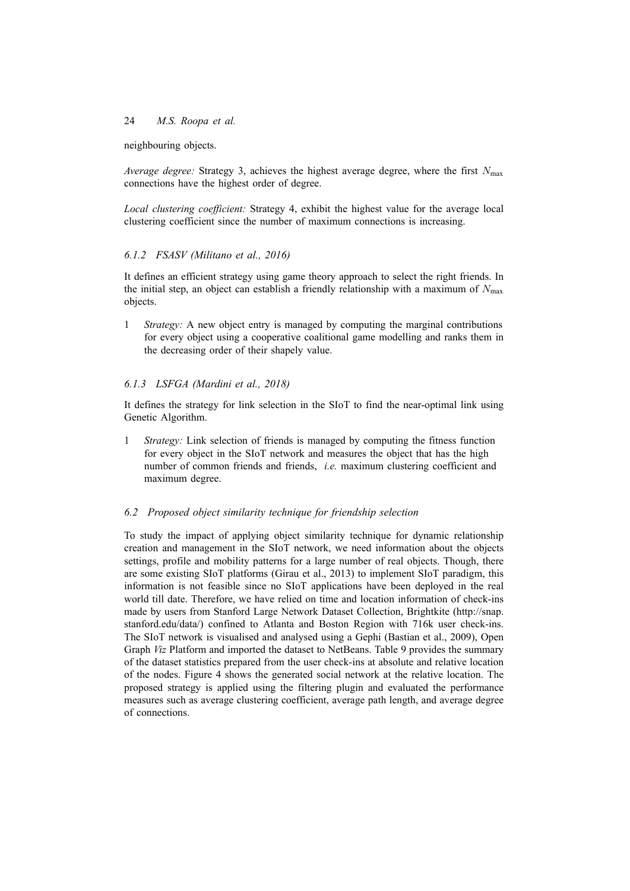neighbouring objects.

*Average degree:* Strategy 3, achieves the highest average degree, where the first $N_{\max}$ connections have the highest order of degree.

*Local clustering coefficient:* Strategy 4, exhibit the highest value for the average local clustering coefficient since the number of maximum connections is increasing.

### *6.1.2 FSASV (Militano et al., 2016)*

It defines an efficient strategy using game theory approach to select the right friends. In the initial step, an object can establish a friendly relationship with a maximum of $N_{\max}$ objects.

1 *Strategy:* A new object entry is managed by computing the marginal contributions for every object using a cooperative coalitional game modelling and ranks them in the decreasing order of their shapely value.

### *6.1.3 LSFGA (Mardini et al., 2018)*

It defines the strategy for link selection in the SIoT to find the near-optimal link using Genetic Algorithm.

1 *Strategy:* Link selection of friends is managed by computing the fitness function for every object in the SIoT network and measures the object that has the high number of common friends and friends, *i.e.* maximum clustering coefficient and maximum degree.

## *6.2 Proposed object similarity technique for friendship selection*

To study the impact of applying object similarity technique for dynamic relationship creation and management in the SIoT network, we need information about the objects settings, profile and mobility patterns for a large number of real objects. Though, there are some existing SIoT platforms (Girau et al., 2013) to implement SIoT paradigm, this information is not feasible since no SIoT applications have been deployed in the real world till date. Therefore, we have relied on time and location information of check-ins made by users from Stanford Large Network Dataset Collection, Brightkite (http://snap.stanford.edu/data/) confined to Atlanta and Boston Region with 716k user check-ins. The SIoT network is visualised and analysed using a Gephi (Bastian et al., 2009), Open Graph *Viz* Platform and imported the dataset to NetBeans. Table 9 provides the summary of the dataset statistics prepared from the user check-ins at absolute and relative location of the nodes. Figure 4 shows the generated social network at the relative location. The proposed strategy is applied using the filtering plugin and evaluated the performance measures such as average clustering coefficient, average path length, and average degree of connections.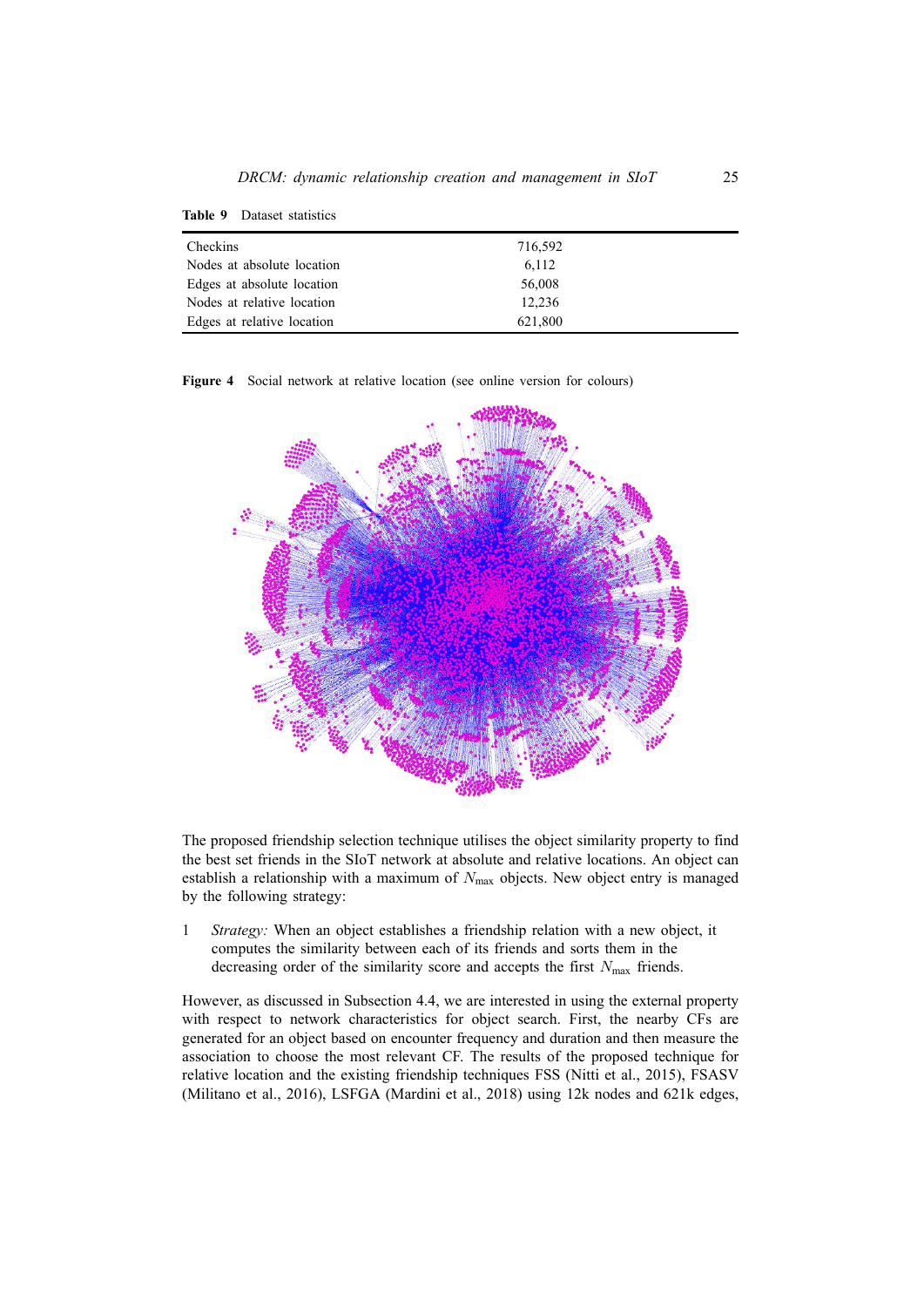**Table 9** Dataset statistics

| | |
|---|---|
| Checkins | 716,592 |
| Nodes at absolute location | 6,112 |
| Edges at absolute location | 56,008 |
| Nodes at relative location | 12,236 |
| Edges at relative location | 621,800 |

**Figure 4** Social network at relative location (see online version for colours)

The proposed friendship selection technique utilises the object similarity property to find the best set friends in the SIoT network at absolute and relative locations. An object can establish a relationship with a maximum of $N_{max}$ objects. New object entry is managed by the following strategy:

1 *Strategy:* When an object establishes a friendship relation with a new object, it computes the similarity between each of its friends and sorts them in the decreasing order of the similarity score and accepts the first $N_{max}$ friends.

However, as discussed in Subsection 4.4, we are interested in using the external property with respect to network characteristics for object search. First, the nearby CFs are generated for an object based on encounter frequency and duration and then measure the association to choose the most relevant CF. The results of the proposed technique for relative location and the existing friendship techniques FSS (Nitti et al., 2015), FSASV (Militano et al., 2016), LSFGA (Mardini et al., 2018) using 12k nodes and 621k edges,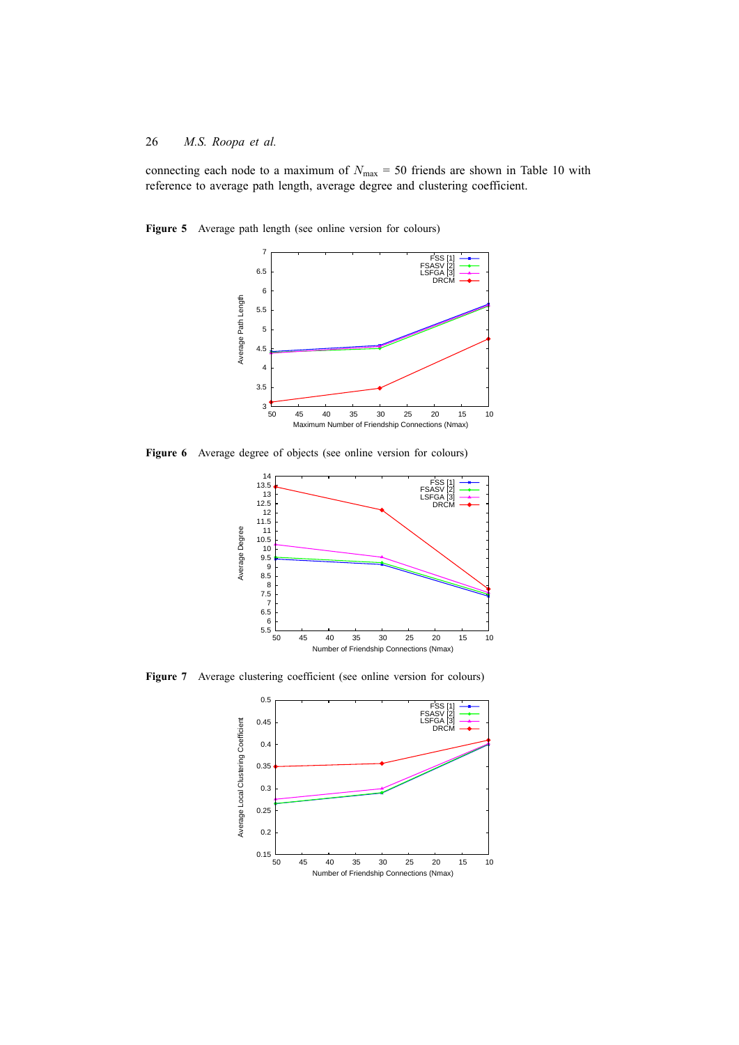connecting each node to a maximum of $N_{\max}$ = 50 friends are shown in Table 10 with reference to average path length, average degree and clustering coefficient.

**Figure 5** Average path length (see online version for colours)

**Figure 6** Average degree of objects (see online version for colours)

**Figure 7** Average clustering coefficient (see online version for colours)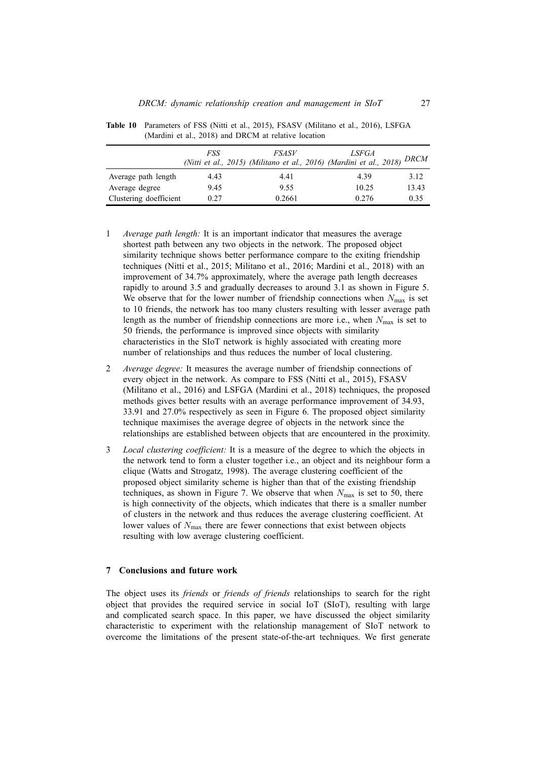**Table 10** Parameters of FSS (Nitti et al., 2015), FSASV (Militano et al., 2016), LSFGA (Mardini et al., 2018) and DRCM at relative location

| | *FSS* (*Nitti et al., 2015*) | *FSASV* (*Militano et al., 2016*) | *LSFGA* (*Mardini et al., 2018*) | *DRCM* |
|---|---|---|---|---|
| Average path length | 4.43 | 4.41 | 4.39 | 3.12 |
| Average degree | 9.45 | 9.55 | 10.25 | 13.43 |
| Clustering doefficient | 0.27 | 0.2661 | 0.276 | 0.35 |

1. *Average path length:* It is an important indicator that measures the average shortest path between any two objects in the network. The proposed object similarity technique shows better performance compare to the exiting friendship techniques (Nitti et al., 2015; Militano et al., 2016; Mardini et al., 2018) with an improvement of 34.7% approximately, where the average path length decreases rapidly to around 3.5 and gradually decreases to around 3.1 as shown in Figure 5. We observe that for the lower number of friendship connections when $N_{max}$ is set to 10 friends, the network has too many clusters resulting with lesser average path length as the number of friendship connections are more i.e., when $N_{max}$ is set to 50 friends, the performance is improved since objects with similarity characteristics in the SIoT network is highly associated with creating more number of relationships and thus reduces the number of local clustering.

2. *Average degree:* It measures the average number of friendship connections of every object in the network. As compare to FSS (Nitti et al., 2015), FSASV (Militano et al., 2016) and LSFGA (Mardini et al., 2018) techniques, the proposed methods gives better results with an average performance improvement of 34.93, 33.91 and 27.0% respectively as seen in Figure 6. The proposed object similarity technique maximises the average degree of objects in the network since the relationships are established between objects that are encountered in the proximity.

3. *Local clustering coefficient:* It is a measure of the degree to which the objects in the network tend to form a cluster together i.e., an object and its neighbour form a clique (Watts and Strogatz, 1998). The average clustering coefficient of the proposed object similarity scheme is higher than that of the existing friendship techniques, as shown in Figure 7. We observe that when $N_{max}$ is set to 50, there is high connectivity of the objects, which indicates that there is a smaller number of clusters in the network and thus reduces the average clustering coefficient. At lower values of $N_{max}$ there are fewer connections that exist between objects resulting with low average clustering coefficient.

## 7 Conclusions and future work

The object uses its *friends* or *friends of friends* relationships to search for the right object that provides the required service in social IoT (SIoT), resulting with large and complicated search space. In this paper, we have discussed the object similarity characteristic to experiment with the relationship management of SIoT network to overcome the limitations of the present state-of-the-art techniques. We first generate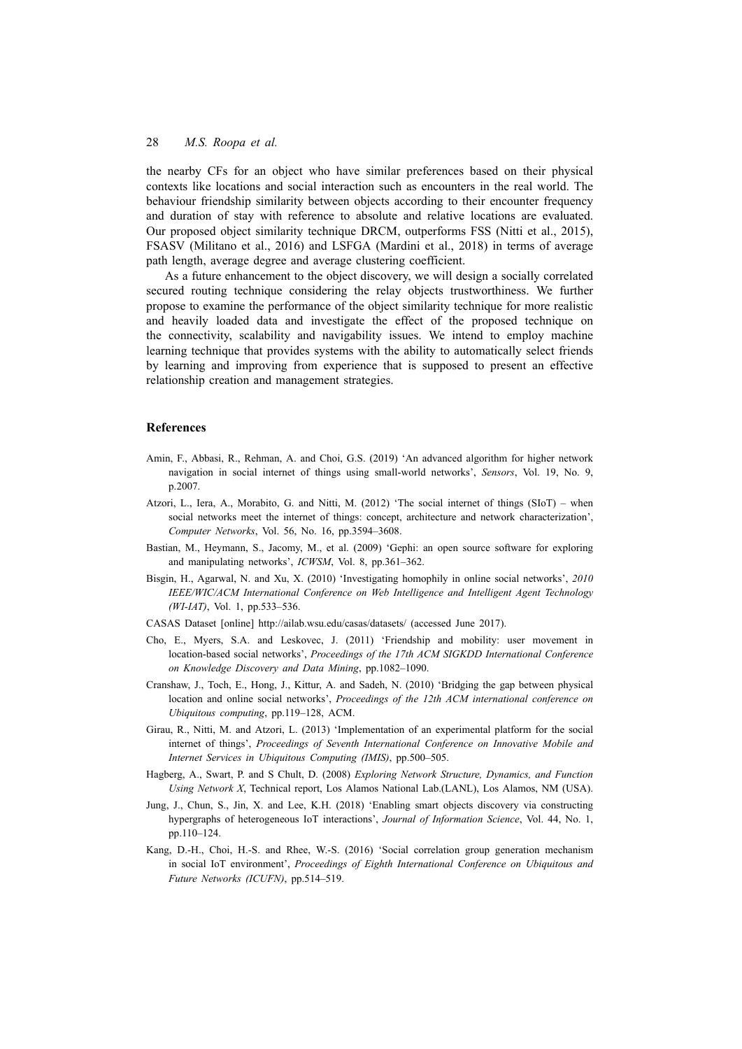the nearby CFs for an object who have similar preferences based on their physical contexts like locations and social interaction such as encounters in the real world. The behaviour friendship similarity between objects according to their encounter frequency and duration of stay with reference to absolute and relative locations are evaluated. Our proposed object similarity technique DRCM, outperforms FSS (Nitti et al., 2015), FSASV (Militano et al., 2016) and LSFGA (Mardini et al., 2018) in terms of average path length, average degree and average clustering coefficient.

As a future enhancement to the object discovery, we will design a socially correlated secured routing technique considering the relay objects trustworthiness. We further propose to examine the performance of the object similarity technique for more realistic and heavily loaded data and investigate the effect of the proposed technique on the connectivity, scalability and navigability issues. We intend to employ machine learning technique that provides systems with the ability to automatically select friends by learning and improving from experience that is supposed to present an effective relationship creation and management strategies.

## References

Amin, F., Abbasi, R., Rehman, A. and Choi, G.S. (2019) 'An advanced algorithm for higher network navigation in social internet of things using small-world networks', *Sensors*, Vol. 19, No. 9, p.2007.

Atzori, L., Iera, A., Morabito, G. and Nitti, M. (2012) 'The social internet of things (SIoT) – when social networks meet the internet of things: concept, architecture and network characterization', *Computer Networks*, Vol. 56, No. 16, pp.3594–3608.

Bastian, M., Heymann, S., Jacomy, M., et al. (2009) 'Gephi: an open source software for exploring and manipulating networks', *ICWSM*, Vol. 8, pp.361–362.

Bisgin, H., Agarwal, N. and Xu, X. (2010) 'Investigating homophily in online social networks', *2010 IEEE/WIC/ACM International Conference on Web Intelligence and Intelligent Agent Technology (WI-IAT)*, Vol. 1, pp.533–536.

CASAS Dataset [online] http://ailab.wsu.edu/casas/datasets/ (accessed June 2017).

Cho, E., Myers, S.A. and Leskovec, J. (2011) 'Friendship and mobility: user movement in location-based social networks', *Proceedings of the 17th ACM SIGKDD International Conference on Knowledge Discovery and Data Mining*, pp.1082–1090.

Cranshaw, J., Toch, E., Hong, J., Kittur, A. and Sadeh, N. (2010) 'Bridging the gap between physical location and online social networks', *Proceedings of the 12th ACM international conference on Ubiquitous computing*, pp.119–128, ACM.

Girau, R., Nitti, M. and Atzori, L. (2013) 'Implementation of an experimental platform for the social internet of things', *Proceedings of Seventh International Conference on Innovative Mobile and Internet Services in Ubiquitous Computing (IMIS)*, pp.500–505.

Hagberg, A., Swart, P. and S Chult, D. (2008) *Exploring Network Structure, Dynamics, and Function Using Network X*, Technical report, Los Alamos National Lab.(LANL), Los Alamos, NM (USA).

Jung, J., Chun, S., Jin, X. and Lee, K.H. (2018) 'Enabling smart objects discovery via constructing hypergraphs of heterogeneous IoT interactions', *Journal of Information Science*, Vol. 44, No. 1, pp.110–124.

Kang, D.-H., Choi, H.-S. and Rhee, W.-S. (2016) 'Social correlation group generation mechanism in social IoT environment', *Proceedings of Eighth International Conference on Ubiquitous and Future Networks (ICUFN)*, pp.514–519.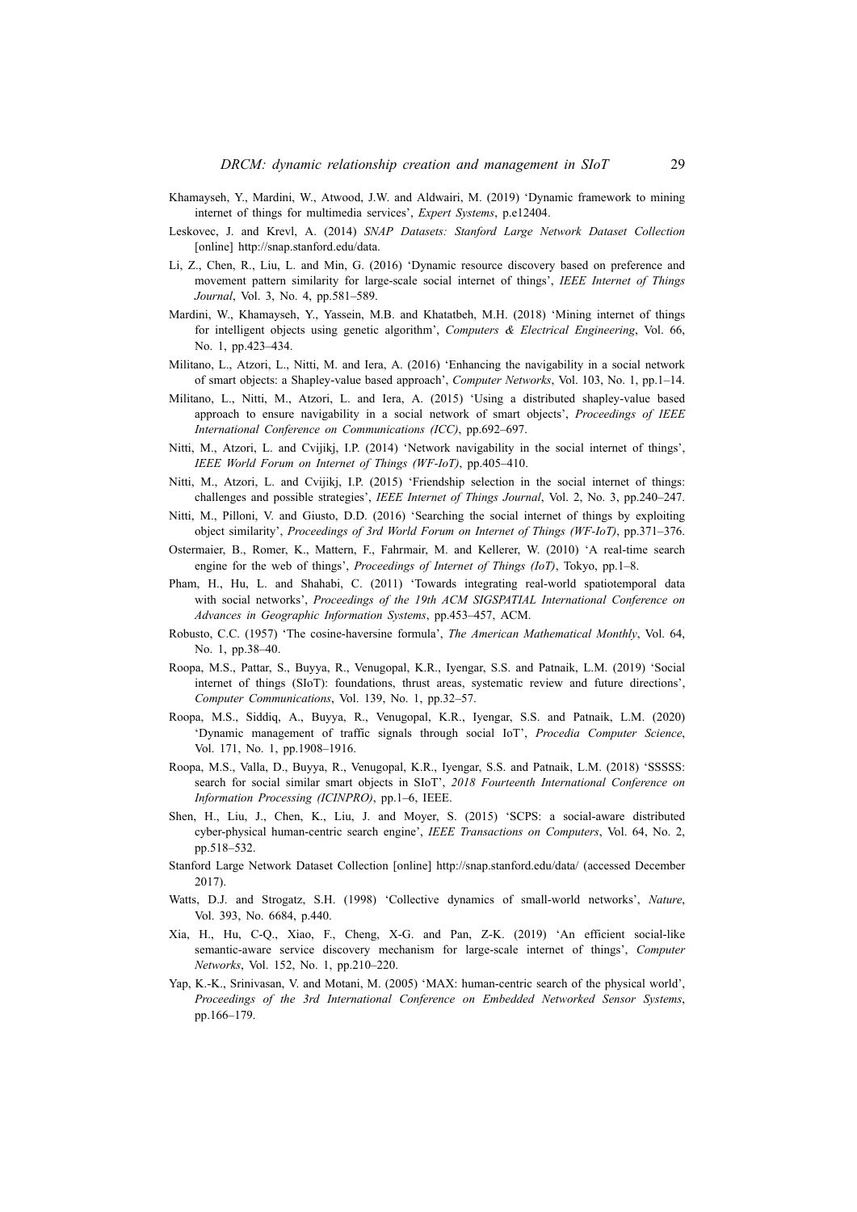Khamayseh, Y., Mardini, W., Atwood, J.W. and Aldwairi, M. (2019) 'Dynamic framework to mining internet of things for multimedia services', *Expert Systems*, p.e12404.

Leskovec, J. and Krevl, A. (2014) *SNAP Datasets: Stanford Large Network Dataset Collection* [online] http://snap.stanford.edu/data.

Li, Z., Chen, R., Liu, L. and Min, G. (2016) 'Dynamic resource discovery based on preference and movement pattern similarity for large-scale social internet of things', *IEEE Internet of Things Journal*, Vol. 3, No. 4, pp.581–589.

Mardini, W., Khamayseh, Y., Yassein, M.B. and Khatatbeh, M.H. (2018) 'Mining internet of things for intelligent objects using genetic algorithm', *Computers & Electrical Engineering*, Vol. 66, No. 1, pp.423–434.

Militano, L., Atzori, L., Nitti, M. and Iera, A. (2016) 'Enhancing the navigability in a social network of smart objects: a Shapley-value based approach', *Computer Networks*, Vol. 103, No. 1, pp.1–14.

Militano, L., Nitti, M., Atzori, L. and Iera, A. (2015) 'Using a distributed shapley-value based approach to ensure navigability in a social network of smart objects', *Proceedings of IEEE International Conference on Communications (ICC)*, pp.692–697.

Nitti, M., Atzori, L. and Cvijikj, I.P. (2014) 'Network navigability in the social internet of things', *IEEE World Forum on Internet of Things (WF-IoT)*, pp.405–410.

Nitti, M., Atzori, L. and Cvijikj, I.P. (2015) 'Friendship selection in the social internet of things: challenges and possible strategies', *IEEE Internet of Things Journal*, Vol. 2, No. 3, pp.240–247.

Nitti, M., Pilloni, V. and Giusto, D.D. (2016) 'Searching the social internet of things by exploiting object similarity', *Proceedings of 3rd World Forum on Internet of Things (WF-IoT)*, pp.371–376.

Ostermaier, B., Romer, K., Mattern, F., Fahrmair, M. and Kellerer, W. (2010) 'A real-time search engine for the web of things', *Proceedings of Internet of Things (IoT)*, Tokyo, pp.1–8.

Pham, H., Hu, L. and Shahabi, C. (2011) 'Towards integrating real-world spatiotemporal data with social networks', *Proceedings of the 19th ACM SIGSPATIAL International Conference on Advances in Geographic Information Systems*, pp.453–457, ACM.

Robusto, C.C. (1957) 'The cosine-haversine formula', *The American Mathematical Monthly*, Vol. 64, No. 1, pp.38–40.

Roopa, M.S., Pattar, S., Buyya, R., Venugopal, K.R., Iyengar, S.S. and Patnaik, L.M. (2019) 'Social internet of things (SIoT): foundations, thrust areas, systematic review and future directions', *Computer Communications*, Vol. 139, No. 1, pp.32–57.

Roopa, M.S., Siddiq, A., Buyya, R., Venugopal, K.R., Iyengar, S.S. and Patnaik, L.M. (2020) 'Dynamic management of traffic signals through social IoT', *Procedia Computer Science*, Vol. 171, No. 1, pp.1908–1916.

Roopa, M.S., Valla, D., Buyya, R., Venugopal, K.R., Iyengar, S.S. and Patnaik, L.M. (2018) 'SSSSS: search for social similar smart objects in SIoT', *2018 Fourteenth International Conference on Information Processing (ICINPRO)*, pp.1–6, IEEE.

Shen, H., Liu, J., Chen, K., Liu, J. and Moyer, S. (2015) 'SCPS: a social-aware distributed cyber-physical human-centric search engine', *IEEE Transactions on Computers*, Vol. 64, No. 2, pp.518–532.

Stanford Large Network Dataset Collection [online] http://snap.stanford.edu/data/ (accessed December 2017).

Watts, D.J. and Strogatz, S.H. (1998) 'Collective dynamics of small-world networks', *Nature*, Vol. 393, No. 6684, p.440.

Xia, H., Hu, C-Q., Xiao, F., Cheng, X-G. and Pan, Z-K. (2019) 'An efficient social-like semantic-aware service discovery mechanism for large-scale internet of things', *Computer Networks*, Vol. 152, No. 1, pp.210–220.

Yap, K.-K., Srinivasan, V. and Motani, M. (2005) 'MAX: human-centric search of the physical world', *Proceedings of the 3rd International Conference on Embedded Networked Sensor Systems*, pp.166–179.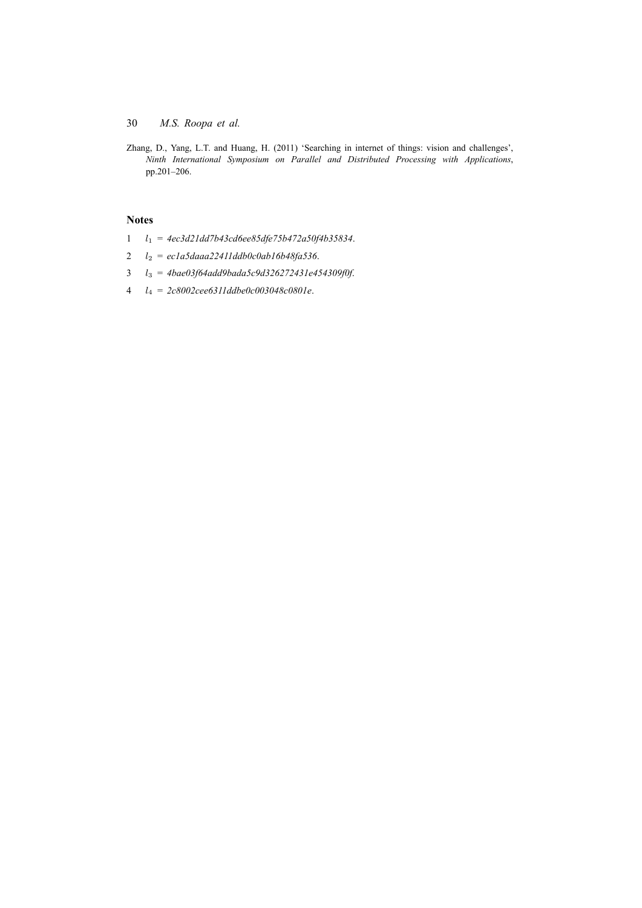Zhang, D., Yang, L.T. and Huang, H. (2011) 'Searching in internet of things: vision and challenges', *Ninth International Symposium on Parallel and Distributed Processing with Applications*, pp.201–206.

## Notes

1. $l_1$ = *4ec3d21dd7b43cd6ee85dfe75b472a50f4b35834*.
2. $l_2$ = *ec1a5daaa22411ddb0c0ab16b48fa536*.
3. $l_3$ = *4bae03f64add9bada5c9d326272431e454309f0f*.
4. $l_4$ = *2c8002cee6311ddbe0c003048c0801e*.